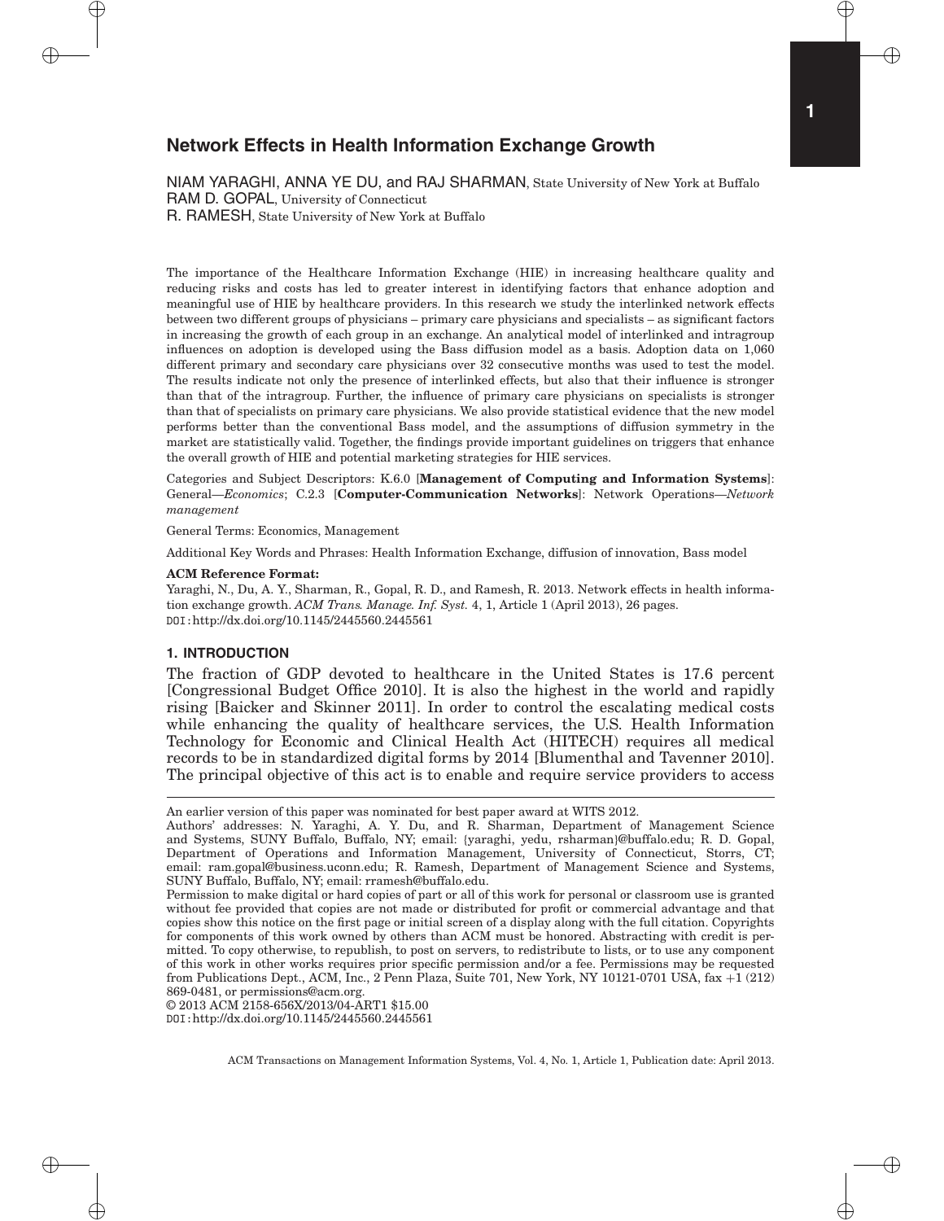# Network Effects in Health Information Exchange Growth

NIAM YARAGHI, ANNA YE DU, and RAJ SHARMAN, State University of New York at Buffalo
RAM D. GOPAL, University of Connecticut
R. RAMESH, State University of New York at Buffalo

The importance of the Healthcare Information Exchange (HIE) in increasing healthcare quality and reducing risks and costs has led to greater interest in identifying factors that enhance adoption and meaningful use of HIE by healthcare providers. In this research we study the interlinked network effects between two different groups of physicians – primary care physicians and specialists – as significant factors in increasing the growth of each group in an exchange. An analytical model of interlinked and intragroup influences on adoption is developed using the Bass diffusion model as a basis. Adoption data on 1,060 different primary and secondary care physicians over 32 consecutive months was used to test the model. The results indicate not only the presence of interlinked effects, but also that their influence is stronger than that of the intragroup. Further, the influence of primary care physicians on specialists is stronger than that of specialists on primary care physicians. We also provide statistical evidence that the new model performs better than the conventional Bass model, and the assumptions of diffusion symmetry in the market are statistically valid. Together, the findings provide important guidelines on triggers that enhance the overall growth of HIE and potential marketing strategies for HIE services.

Categories and Subject Descriptors: K.6.0 [**Management of Computing and Information Systems**]: General—*Economics*; C.2.3 [**Computer-Communication Networks**]: Network Operations—*Network management*

General Terms: Economics, Management

Additional Key Words and Phrases: Health Information Exchange, diffusion of innovation, Bass model

**ACM Reference Format:**
Yaraghi, N., Du, A. Y., Sharman, R., Gopal, R. D., and Ramesh, R. 2013. Network effects in health information exchange growth. *ACM Trans. Manage. Inf. Syst.* 4, 1, Article 1 (April 2013), 26 pages.
DOI:http://dx.doi.org/10.1145/2445560.2445561

## 1. INTRODUCTION

The fraction of GDP devoted to healthcare in the United States is 17.6 percent [Congressional Budget Office 2010]. It is also the highest in the world and rapidly rising [Baicker and Skinner 2011]. In order to control the escalating medical costs while enhancing the quality of healthcare services, the U.S. Health Information Technology for Economic and Clinical Health Act (HITECH) requires all medical records to be in standardized digital forms by 2014 [Blumenthal and Tavenner 2010]. The principal objective of this act is to enable and require service providers to access

---

An earlier version of this paper was nominated for best paper award at WITS 2012.

Authors' addresses: N. Yaraghi, A. Y. Du, and R. Sharman, Department of Management Science and Systems, SUNY Buffalo, Buffalo, NY; email: {yaraghi, yedu, rsharman}@buffalo.edu; R. D. Gopal, Department of Operations and Information Management, University of Connecticut, Storrs, CT; email: ram.gopal@business.uconn.edu; R. Ramesh, Department of Management Science and Systems, SUNY Buffalo, Buffalo, NY; email: rramesh@buffalo.edu.

Permission to make digital or hard copies of part or all of this work for personal or classroom use is granted without fee provided that copies are not made or distributed for profit or commercial advantage and that copies show this notice on the first page or initial screen of a display along with the full citation. Copyrights for components of this work owned by others than ACM must be honored. Abstracting with credit is permitted. To copy otherwise, to republish, to post on servers, to redistribute to lists, or to use any component of this work in other works requires prior specific permission and/or a fee. Permissions may be requested from Publications Dept., ACM, Inc., 2 Penn Plaza, Suite 701, New York, NY 10121-0701 USA, fax +1 (212) 869-0481, or permissions@acm.org.

© 2013 ACM 2158-656X/2013/04-ART1 $15.00
DOI:http://dx.doi.org/10.1145/2445560.2445561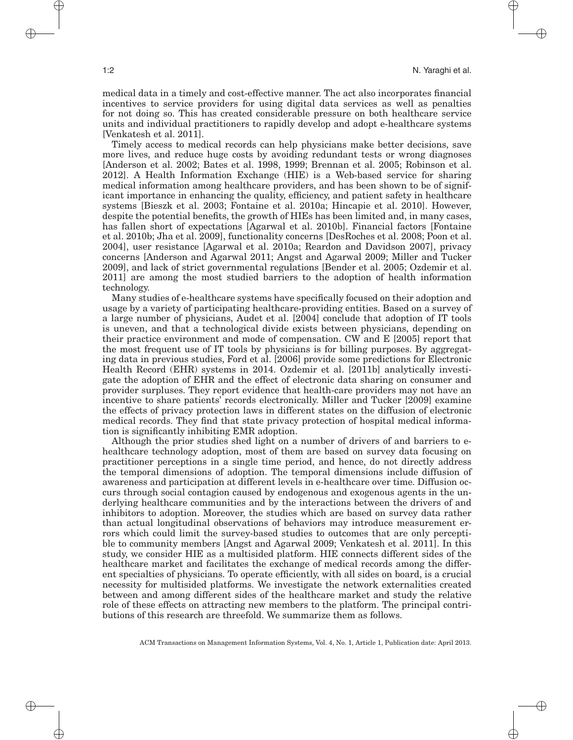medical data in a timely and cost-effective manner. The act also incorporates financial incentives to service providers for using digital data services as well as penalties for not doing so. This has created considerable pressure on both healthcare service units and individual practitioners to rapidly develop and adopt e-healthcare systems [Venkatesh et al. 2011].

Timely access to medical records can help physicians make better decisions, save more lives, and reduce huge costs by avoiding redundant tests or wrong diagnoses [Anderson et al. 2002; Bates et al. 1998, 1999; Brennan et al. 2005; Robinson et al. 2012]. A Health Information Exchange (HIE) is a Web-based service for sharing medical information among healthcare providers, and has been shown to be of significant importance in enhancing the quality, efficiency, and patient safety in healthcare systems [Bieszk et al. 2003; Fontaine et al. 2010a; Hincapie et al. 2010]. However, despite the potential benefits, the growth of HIEs has been limited and, in many cases, has fallen short of expectations [Agarwal et al. 2010b]. Financial factors [Fontaine et al. 2010b; Jha et al. 2009], functionality concerns [DesRoches et al. 2008; Poon et al. 2004], user resistance [Agarwal et al. 2010a; Reardon and Davidson 2007], privacy concerns [Anderson and Agarwal 2011; Angst and Agarwal 2009; Miller and Tucker 2009], and lack of strict governmental regulations [Bender et al. 2005; Ozdemir et al. 2011] are among the most studied barriers to the adoption of health information technology.

Many studies of e-healthcare systems have specifically focused on their adoption and usage by a variety of participating healthcare-providing entities. Based on a survey of a large number of physicians, Audet et al. [2004] conclude that adoption of IT tools is uneven, and that a technological divide exists between physicians, depending on their practice environment and mode of compensation. CW and E [2005] report that the most frequent use of IT tools by physicians is for billing purposes. By aggregating data in previous studies, Ford et al. [2006] provide some predictions for Electronic Health Record (EHR) systems in 2014. Ozdemir et al. [2011b] analytically investigate the adoption of EHR and the effect of electronic data sharing on consumer and provider surpluses. They report evidence that health-care providers may not have an incentive to share patients' records electronically. Miller and Tucker [2009] examine the effects of privacy protection laws in different states on the diffusion of electronic medical records. They find that state privacy protection of hospital medical information is significantly inhibiting EMR adoption.

Although the prior studies shed light on a number of drivers of and barriers to e-healthcare technology adoption, most of them are based on survey data focusing on practitioner perceptions in a single time period, and hence, do not directly address the temporal dimensions of adoption. The temporal dimensions include diffusion of awareness and participation at different levels in e-healthcare over time. Diffusion occurs through social contagion caused by endogenous and exogenous agents in the underlying healthcare communities and by the interactions between the drivers of and inhibitors to adoption. Moreover, the studies which are based on survey data rather than actual longitudinal observations of behaviors may introduce measurement errors which could limit the survey-based studies to outcomes that are only perceptible to community members [Angst and Agarwal 2009; Venkatesh et al. 2011]. In this study, we consider HIE as a multisided platform. HIE connects different sides of the healthcare market and facilitates the exchange of medical records among the different specialties of physicians. To operate efficiently, with all sides on board, is a crucial necessity for multisided platforms. We investigate the network externalities created between and among different sides of the healthcare market and study the relative role of these effects on attracting new members to the platform. The principal contributions of this research are threefold. We summarize them as follows.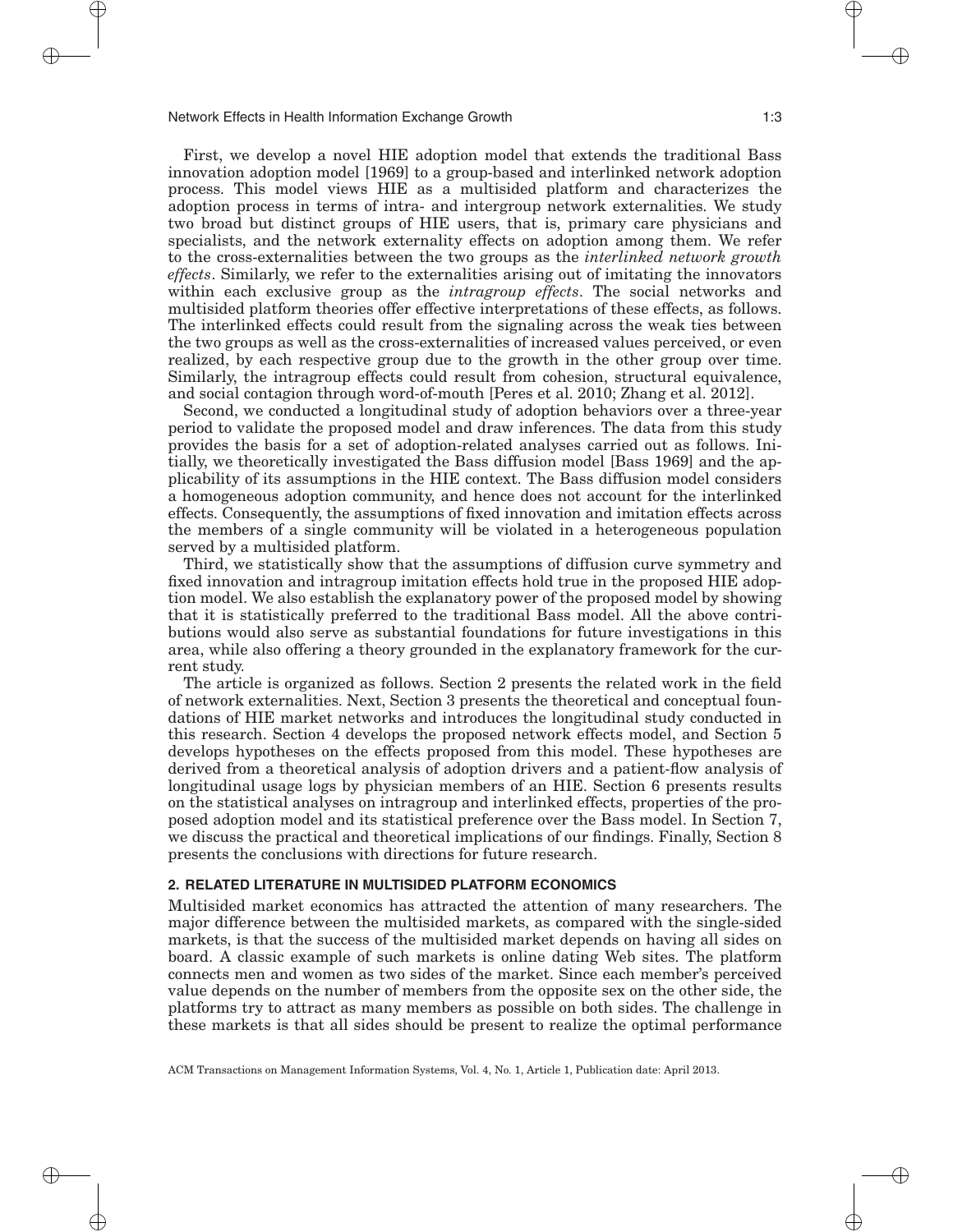First, we develop a novel HIE adoption model that extends the traditional Bass innovation adoption model [1969] to a group-based and interlinked network adoption process. This model views HIE as a multisided platform and characterizes the adoption process in terms of intra- and intergroup network externalities. We study two broad but distinct groups of HIE users, that is, primary care physicians and specialists, and the network externality effects on adoption among them. We refer to the cross-externalities between the two groups as the *interlinked network growth effects*. Similarly, we refer to the externalities arising out of imitating the innovators within each exclusive group as the *intragroup effects*. The social networks and multisided platform theories offer effective interpretations of these effects, as follows. The interlinked effects could result from the signaling across the weak ties between the two groups as well as the cross-externalities of increased values perceived, or even realized, by each respective group due to the growth in the other group over time. Similarly, the intragroup effects could result from cohesion, structural equivalence, and social contagion through word-of-mouth [Peres et al. 2010; Zhang et al. 2012].

Second, we conducted a longitudinal study of adoption behaviors over a three-year period to validate the proposed model and draw inferences. The data from this study provides the basis for a set of adoption-related analyses carried out as follows. Initially, we theoretically investigated the Bass diffusion model [Bass 1969] and the applicability of its assumptions in the HIE context. The Bass diffusion model considers a homogeneous adoption community, and hence does not account for the interlinked effects. Consequently, the assumptions of fixed innovation and imitation effects across the members of a single community will be violated in a heterogeneous population served by a multisided platform.

Third, we statistically show that the assumptions of diffusion curve symmetry and fixed innovation and intragroup imitation effects hold true in the proposed HIE adoption model. We also establish the explanatory power of the proposed model by showing that it is statistically preferred to the traditional Bass model. All the above contributions would also serve as substantial foundations for future investigations in this area, while also offering a theory grounded in the explanatory framework for the current study.

The article is organized as follows. Section 2 presents the related work in the field of network externalities. Next, Section 3 presents the theoretical and conceptual foundations of HIE market networks and introduces the longitudinal study conducted in this research. Section 4 develops the proposed network effects model, and Section 5 develops hypotheses on the effects proposed from this model. These hypotheses are derived from a theoretical analysis of adoption drivers and a patient-flow analysis of longitudinal usage logs by physician members of an HIE. Section 6 presents results on the statistical analyses on intragroup and interlinked effects, properties of the proposed adoption model and its statistical preference over the Bass model. In Section 7, we discuss the practical and theoretical implications of our findings. Finally, Section 8 presents the conclusions with directions for future research.

## 2. RELATED LITERATURE IN MULTISIDED PLATFORM ECONOMICS

Multisided market economics has attracted the attention of many researchers. The major difference between the multisided markets, as compared with the single-sided markets, is that the success of the multisided market depends on having all sides on board. A classic example of such markets is online dating Web sites. The platform connects men and women as two sides of the market. Since each member's perceived value depends on the number of members from the opposite sex on the other side, the platforms try to attract as many members as possible on both sides. The challenge in these markets is that all sides should be present to realize the optimal performance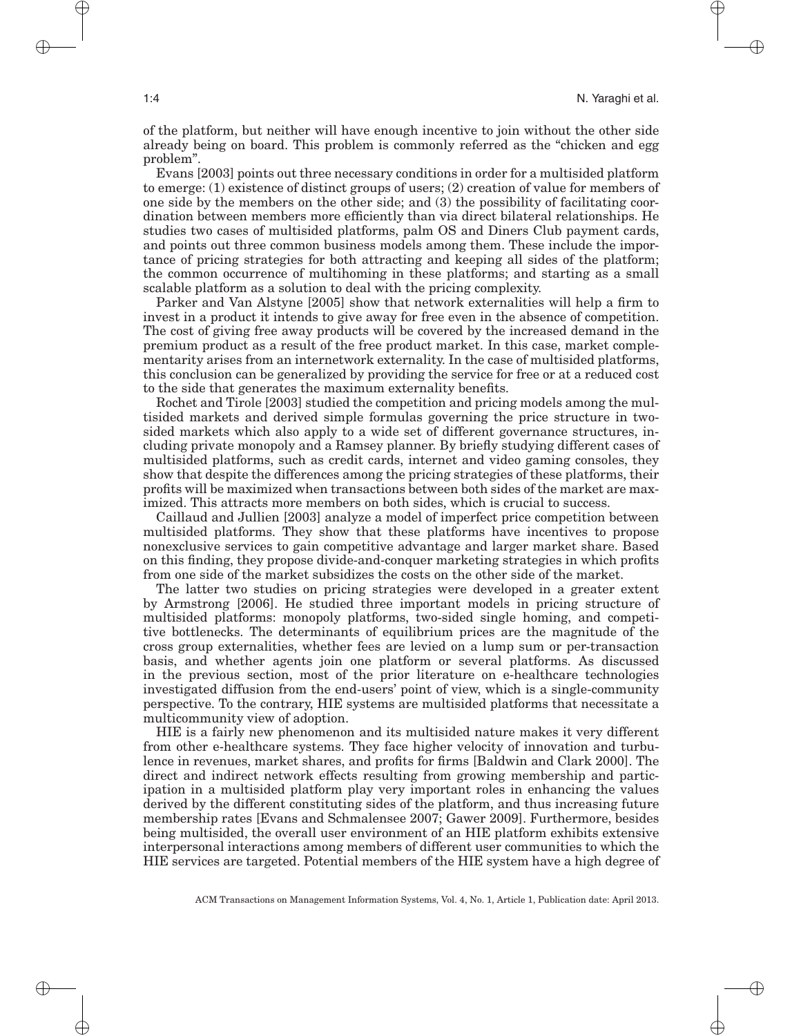of the platform, but neither will have enough incentive to join without the other side already being on board. This problem is commonly referred as the "chicken and egg problem".

Evans [2003] points out three necessary conditions in order for a multisided platform to emerge: (1) existence of distinct groups of users; (2) creation of value for members of one side by the members on the other side; and (3) the possibility of facilitating coordination between members more efficiently than via direct bilateral relationships. He studies two cases of multisided platforms, palm OS and Diners Club payment cards, and points out three common business models among them. These include the importance of pricing strategies for both attracting and keeping all sides of the platform; the common occurrence of multihoming in these platforms; and starting as a small scalable platform as a solution to deal with the pricing complexity.

Parker and Van Alstyne [2005] show that network externalities will help a firm to invest in a product it intends to give away for free even in the absence of competition. The cost of giving free away products will be covered by the increased demand in the premium product as a result of the free product market. In this case, market complementarity arises from an internetwork externality. In the case of multisided platforms, this conclusion can be generalized by providing the service for free or at a reduced cost to the side that generates the maximum externality benefits.

Rochet and Tirole [2003] studied the competition and pricing models among the multisided markets and derived simple formulas governing the price structure in two-sided markets which also apply to a wide set of different governance structures, including private monopoly and a Ramsey planner. By briefly studying different cases of multisided platforms, such as credit cards, internet and video gaming consoles, they show that despite the differences among the pricing strategies of these platforms, their profits will be maximized when transactions between both sides of the market are maximized. This attracts more members on both sides, which is crucial to success.

Caillaud and Jullien [2003] analyze a model of imperfect price competition between multisided platforms. They show that these platforms have incentives to propose nonexclusive services to gain competitive advantage and larger market share. Based on this finding, they propose divide-and-conquer marketing strategies in which profits from one side of the market subsidizes the costs on the other side of the market.

The latter two studies on pricing strategies were developed in a greater extent by Armstrong [2006]. He studied three important models in pricing structure of multisided platforms: monopoly platforms, two-sided single homing, and competitive bottlenecks. The determinants of equilibrium prices are the magnitude of the cross group externalities, whether fees are levied on a lump sum or per-transaction basis, and whether agents join one platform or several platforms. As discussed in the previous section, most of the prior literature on e-healthcare technologies investigated diffusion from the end-users' point of view, which is a single-community perspective. To the contrary, HIE systems are multisided platforms that necessitate a multicommunity view of adoption.

HIE is a fairly new phenomenon and its multisided nature makes it very different from other e-healthcare systems. They face higher velocity of innovation and turbulence in revenues, market shares, and profits for firms [Baldwin and Clark 2000]. The direct and indirect network effects resulting from growing membership and participation in a multisided platform play very important roles in enhancing the values derived by the different constituting sides of the platform, and thus increasing future membership rates [Evans and Schmalensee 2007; Gawer 2009]. Furthermore, besides being multisided, the overall user environment of an HIE platform exhibits extensive interpersonal interactions among members of different user communities to which the HIE services are targeted. Potential members of the HIE system have a high degree of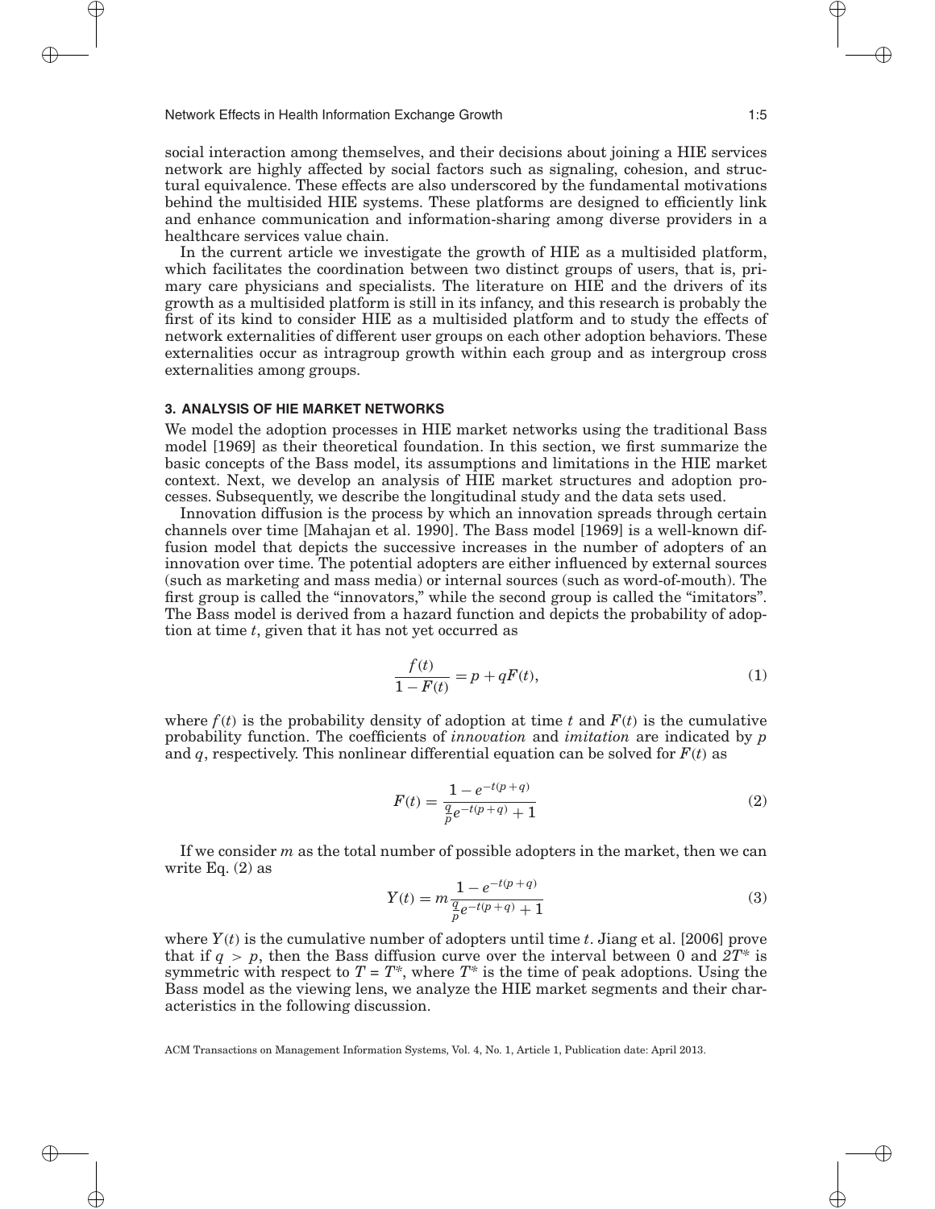social interaction among themselves, and their decisions about joining a HIE services network are highly affected by social factors such as signaling, cohesion, and structural equivalence. These effects are also underscored by the fundamental motivations behind the multisided HIE systems. These platforms are designed to efficiently link and enhance communication and information-sharing among diverse providers in a healthcare services value chain.

In the current article we investigate the growth of HIE as a multisided platform, which facilitates the coordination between two distinct groups of users, that is, primary care physicians and specialists. The literature on HIE and the drivers of its growth as a multisided platform is still in its infancy, and this research is probably the first of its kind to consider HIE as a multisided platform and to study the effects of network externalities of different user groups on each other adoption behaviors. These externalities occur as intragroup growth within each group and as intergroup cross externalities among groups.

## 3. ANALYSIS OF HIE MARKET NETWORKS

We model the adoption processes in HIE market networks using the traditional Bass model [1969] as their theoretical foundation. In this section, we first summarize the basic concepts of the Bass model, its assumptions and limitations in the HIE market context. Next, we develop an analysis of HIE market structures and adoption processes. Subsequently, we describe the longitudinal study and the data sets used.

Innovation diffusion is the process by which an innovation spreads through certain channels over time [Mahajan et al. 1990]. The Bass model [1969] is a well-known diffusion model that depicts the successive increases in the number of adopters of an innovation over time. The potential adopters are either influenced by external sources (such as marketing and mass media) or internal sources (such as word-of-mouth). The first group is called the "innovators," while the second group is called the "imitators". The Bass model is derived from a hazard function and depicts the probability of adoption at time $t$, given that it has not yet occurred as

$$\frac{f(t)}{1-F(t)} = p + qF(t), \tag{1}$$

where $f(t)$ is the probability density of adoption at time $t$ and $F(t)$ is the cumulative probability function. The coefficients of *innovation* and *imitation* are indicated by $p$ and $q$, respectively. This nonlinear differential equation can be solved for $F(t)$ as

$$F(t) = \frac{1-e^{-t(p+q)}}{\frac{q}{p}e^{-t(p+q)}+1} \tag{2}$$

If we consider $m$ as the total number of possible adopters in the market, then we can write Eq. (2) as

$$Y(t) = m\frac{1-e^{-t(p+q)}}{\frac{q}{p}e^{-t(p+q)}+1} \tag{3}$$

where $Y(t)$ is the cumulative number of adopters until time $t$. Jiang et al. [2006] prove that if $q > p$, then the Bass diffusion curve over the interval between 0 and $2T^*$ is symmetric with respect to $T = T^*$, where $T^*$ is the time of peak adoptions. Using the Bass model as the viewing lens, we analyze the HIE market segments and their characteristics in the following discussion.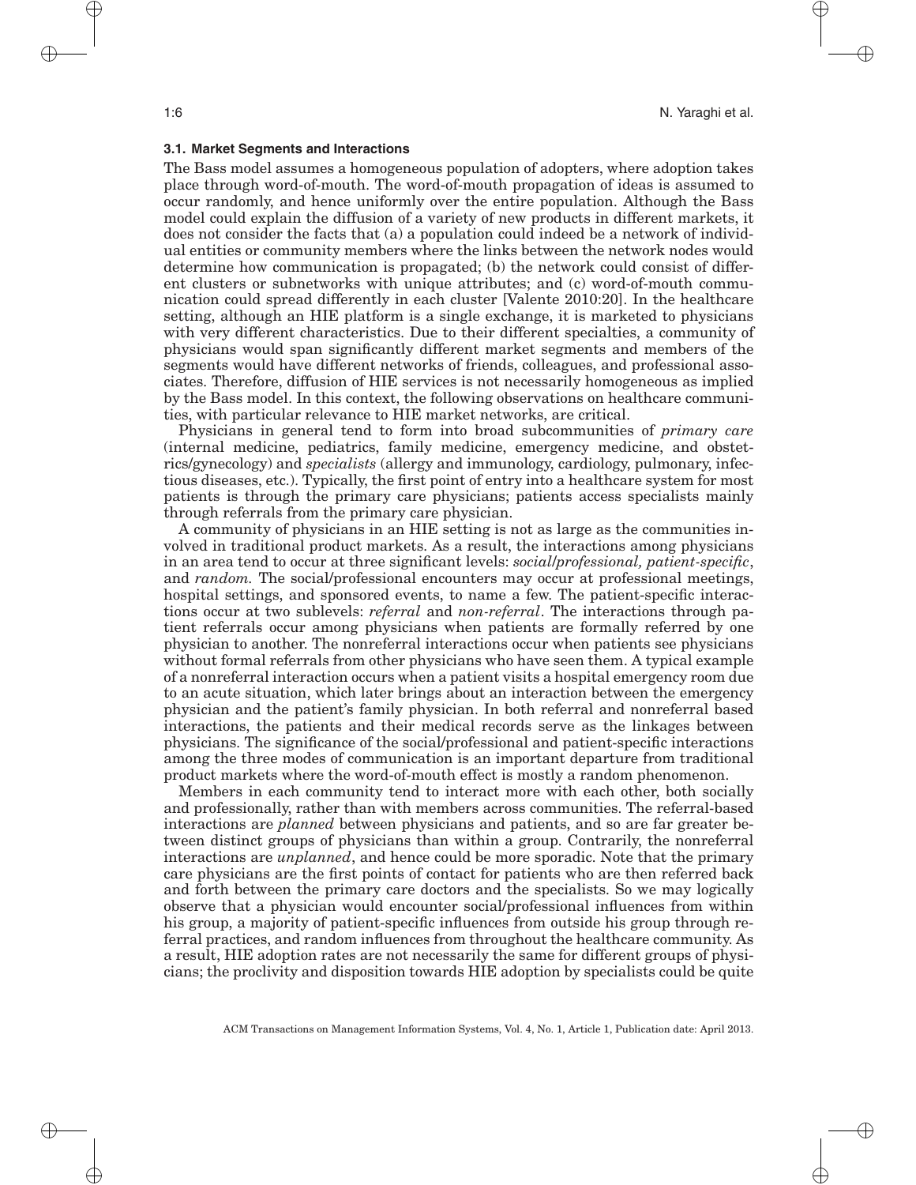### 3.1. Market Segments and Interactions

The Bass model assumes a homogeneous population of adopters, where adoption takes place through word-of-mouth. The word-of-mouth propagation of ideas is assumed to occur randomly, and hence uniformly over the entire population. Although the Bass model could explain the diffusion of a variety of new products in different markets, it does not consider the facts that (a) a population could indeed be a network of individual entities or community members where the links between the network nodes would determine how communication is propagated; (b) the network could consist of different clusters or subnetworks with unique attributes; and (c) word-of-mouth communication could spread differently in each cluster [Valente 2010:20]. In the healthcare setting, although an HIE platform is a single exchange, it is marketed to physicians with very different characteristics. Due to their different specialties, a community of physicians would span significantly different market segments and members of the segments would have different networks of friends, colleagues, and professional associates. Therefore, diffusion of HIE services is not necessarily homogeneous as implied by the Bass model. In this context, the following observations on healthcare communities, with particular relevance to HIE market networks, are critical.

Physicians in general tend to form into broad subcommunities of *primary care* (internal medicine, pediatrics, family medicine, emergency medicine, and obstetrics/gynecology) and *specialists* (allergy and immunology, cardiology, pulmonary, infectious diseases, etc.). Typically, the first point of entry into a healthcare system for most patients is through the primary care physicians; patients access specialists mainly through referrals from the primary care physician.

A community of physicians in an HIE setting is not as large as the communities involved in traditional product markets. As a result, the interactions among physicians in an area tend to occur at three significant levels: *social/professional, patient-specific*, and *random*. The social/professional encounters may occur at professional meetings, hospital settings, and sponsored events, to name a few. The patient-specific interactions occur at two sublevels: *referral* and *non-referral*. The interactions through patient referrals occur among physicians when patients are formally referred by one physician to another. The nonreferral interactions occur when patients see physicians without formal referrals from other physicians who have seen them. A typical example of a nonreferral interaction occurs when a patient visits a hospital emergency room due to an acute situation, which later brings about an interaction between the emergency physician and the patient's family physician. In both referral and nonreferral based interactions, the patients and their medical records serve as the linkages between physicians. The significance of the social/professional and patient-specific interactions among the three modes of communication is an important departure from traditional product markets where the word-of-mouth effect is mostly a random phenomenon.

Members in each community tend to interact more with each other, both socially and professionally, rather than with members across communities. The referral-based interactions are *planned* between physicians and patients, and so are far greater between distinct groups of physicians than within a group. Contrarily, the nonreferral interactions are *unplanned*, and hence could be more sporadic. Note that the primary care physicians are the first points of contact for patients who are then referred back and forth between the primary care doctors and the specialists. So we may logically observe that a physician would encounter social/professional influences from within his group, a majority of patient-specific influences from outside his group through referral practices, and random influences from throughout the healthcare community. As a result, HIE adoption rates are not necessarily the same for different groups of physicians; the proclivity and disposition towards HIE adoption by specialists could be quite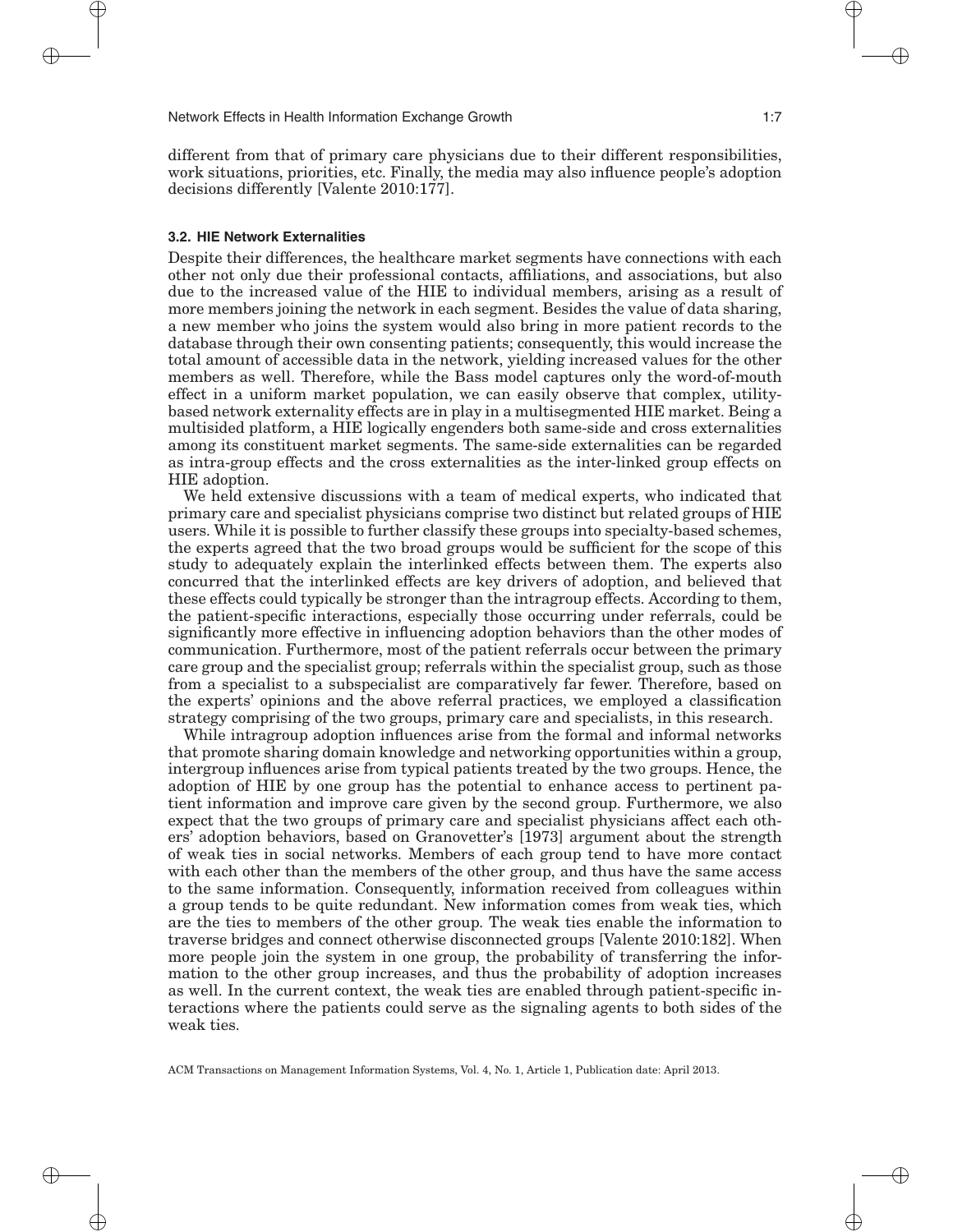different from that of primary care physicians due to their different responsibilities, work situations, priorities, etc. Finally, the media may also influence people's adoption decisions differently [Valente 2010:177].

### 3.2. HIE Network Externalities

Despite their differences, the healthcare market segments have connections with each other not only due their professional contacts, affiliations, and associations, but also due to the increased value of the HIE to individual members, arising as a result of more members joining the network in each segment. Besides the value of data sharing, a new member who joins the system would also bring in more patient records to the database through their own consenting patients; consequently, this would increase the total amount of accessible data in the network, yielding increased values for the other members as well. Therefore, while the Bass model captures only the word-of-mouth effect in a uniform market population, we can easily observe that complex, utility-based network externality effects are in play in a multisegmented HIE market. Being a multisided platform, a HIE logically engenders both same-side and cross externalities among its constituent market segments. The same-side externalities can be regarded as intra-group effects and the cross externalities as the inter-linked group effects on HIE adoption.

We held extensive discussions with a team of medical experts, who indicated that primary care and specialist physicians comprise two distinct but related groups of HIE users. While it is possible to further classify these groups into specialty-based schemes, the experts agreed that the two broad groups would be sufficient for the scope of this study to adequately explain the interlinked effects between them. The experts also concurred that the interlinked effects are key drivers of adoption, and believed that these effects could typically be stronger than the intragroup effects. According to them, the patient-specific interactions, especially those occurring under referrals, could be significantly more effective in influencing adoption behaviors than the other modes of communication. Furthermore, most of the patient referrals occur between the primary care group and the specialist group; referrals within the specialist group, such as those from a specialist to a subspecialist are comparatively far fewer. Therefore, based on the experts' opinions and the above referral practices, we employed a classification strategy comprising of the two groups, primary care and specialists, in this research.

While intragroup adoption influences arise from the formal and informal networks that promote sharing domain knowledge and networking opportunities within a group, intergroup influences arise from typical patients treated by the two groups. Hence, the adoption of HIE by one group has the potential to enhance access to pertinent patient information and improve care given by the second group. Furthermore, we also expect that the two groups of primary care and specialist physicians affect each others' adoption behaviors, based on Granovetter's [1973] argument about the strength of weak ties in social networks. Members of each group tend to have more contact with each other than the members of the other group, and thus have the same access to the same information. Consequently, information received from colleagues within a group tends to be quite redundant. New information comes from weak ties, which are the ties to members of the other group. The weak ties enable the information to traverse bridges and connect otherwise disconnected groups [Valente 2010:182]. When more people join the system in one group, the probability of transferring the information to the other group increases, and thus the probability of adoption increases as well. In the current context, the weak ties are enabled through patient-specific interactions where the patients could serve as the signaling agents to both sides of the weak ties.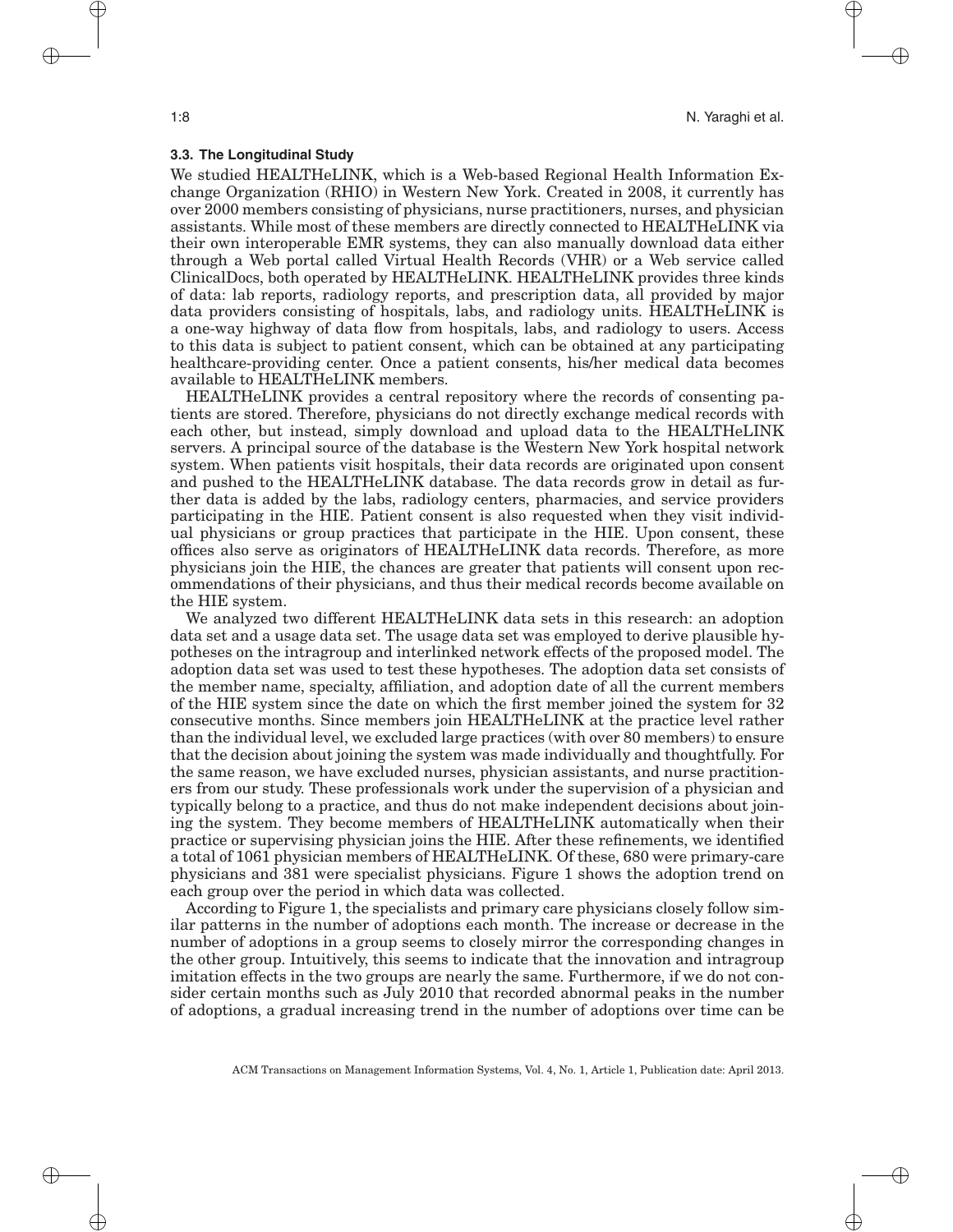### 3.3. The Longitudinal Study

We studied HEALTHeLINK, which is a Web-based Regional Health Information Exchange Organization (RHIO) in Western New York. Created in 2008, it currently has over 2000 members consisting of physicians, nurse practitioners, nurses, and physician assistants. While most of these members are directly connected to HEALTHeLINK via their own interoperable EMR systems, they can also manually download data either through a Web portal called Virtual Health Records (VHR) or a Web service called ClinicalDocs, both operated by HEALTHeLINK. HEALTHeLINK provides three kinds of data: lab reports, radiology reports, and prescription data, all provided by major data providers consisting of hospitals, labs, and radiology units. HEALTHeLINK is a one-way highway of data flow from hospitals, labs, and radiology to users. Access to this data is subject to patient consent, which can be obtained at any participating healthcare-providing center. Once a patient consents, his/her medical data becomes available to HEALTHeLINK members.

HEALTHeLINK provides a central repository where the records of consenting patients are stored. Therefore, physicians do not directly exchange medical records with each other, but instead, simply download and upload data to the HEALTHeLINK servers. A principal source of the database is the Western New York hospital network system. When patients visit hospitals, their data records are originated upon consent and pushed to the HEALTHeLINK database. The data records grow in detail as further data is added by the labs, radiology centers, pharmacies, and service providers participating in the HIE. Patient consent is also requested when they visit individual physicians or group practices that participate in the HIE. Upon consent, these offices also serve as originators of HEALTHeLINK data records. Therefore, as more physicians join the HIE, the chances are greater that patients will consent upon recommendations of their physicians, and thus their medical records become available on the HIE system.

We analyzed two different HEALTHeLINK data sets in this research: an adoption data set and a usage data set. The usage data set was employed to derive plausible hypotheses on the intragroup and interlinked network effects of the proposed model. The adoption data set was used to test these hypotheses. The adoption data set consists of the member name, specialty, affiliation, and adoption date of all the current members of the HIE system since the date on which the first member joined the system for 32 consecutive months. Since members join HEALTHeLINK at the practice level rather than the individual level, we excluded large practices (with over 80 members) to ensure that the decision about joining the system was made individually and thoughtfully. For the same reason, we have excluded nurses, physician assistants, and nurse practitioners from our study. These professionals work under the supervision of a physician and typically belong to a practice, and thus do not make independent decisions about joining the system. They become members of HEALTHeLINK automatically when their practice or supervising physician joins the HIE. After these refinements, we identified a total of 1061 physician members of HEALTHeLINK. Of these, 680 were primary-care physicians and 381 were specialist physicians. Figure 1 shows the adoption trend on each group over the period in which data was collected.

According to Figure 1, the specialists and primary care physicians closely follow similar patterns in the number of adoptions each month. The increase or decrease in the number of adoptions in a group seems to closely mirror the corresponding changes in the other group. Intuitively, this seems to indicate that the innovation and intragroup imitation effects in the two groups are nearly the same. Furthermore, if we do not consider certain months such as July 2010 that recorded abnormal peaks in the number of adoptions, a gradual increasing trend in the number of adoptions over time can be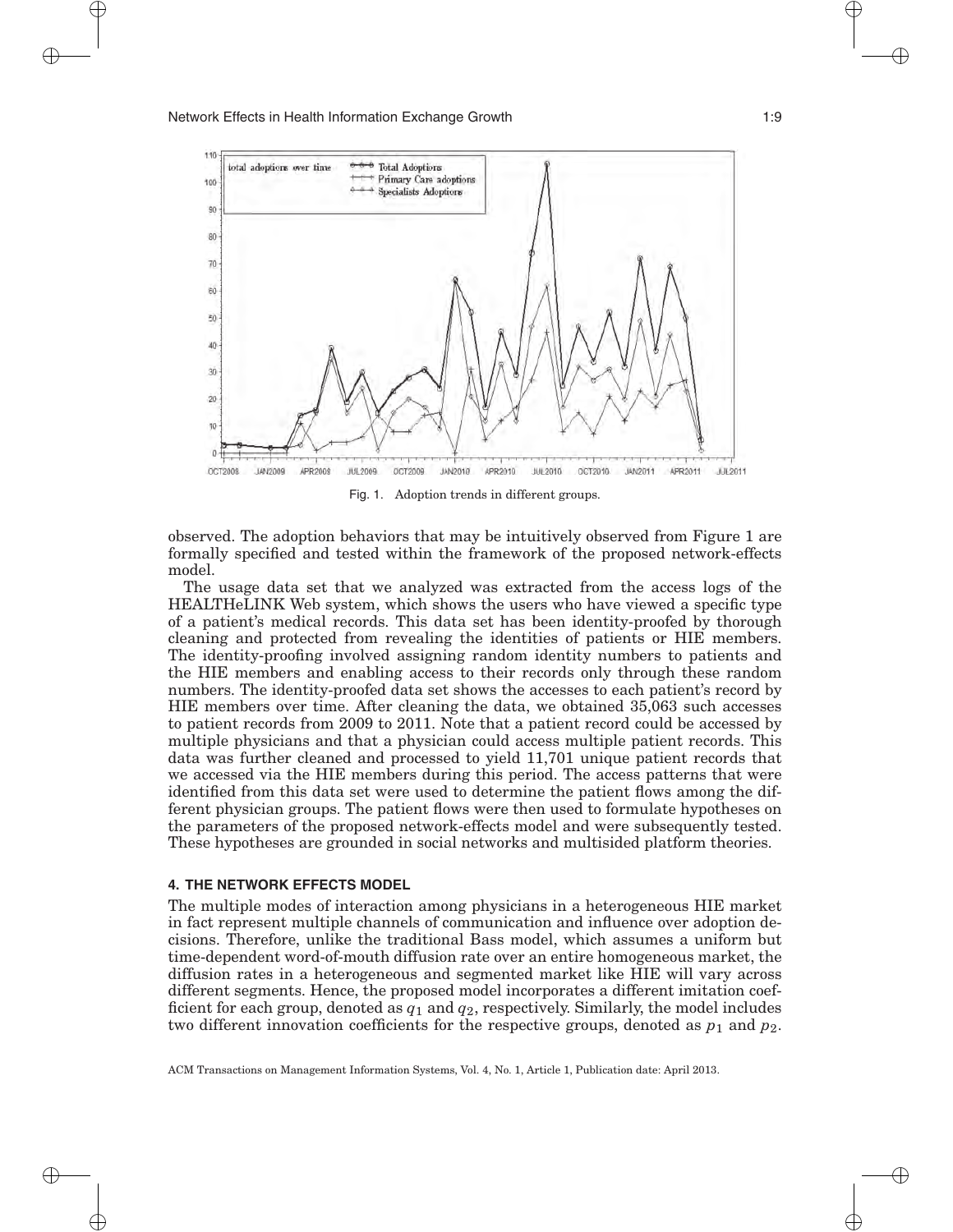Fig. 1. Adoption trends in different groups.

observed. The adoption behaviors that may be intuitively observed from Figure 1 are formally specified and tested within the framework of the proposed network-effects model.

The usage data set that we analyzed was extracted from the access logs of the HEALTHeLINK Web system, which shows the users who have viewed a specific type of a patient's medical records. This data set has been identity-proofed by thorough cleaning and protected from revealing the identities of patients or HIE members. The identity-proofing involved assigning random identity numbers to patients and the HIE members and enabling access to their records only through these random numbers. The identity-proofed data set shows the accesses to each patient's record by HIE members over time. After cleaning the data, we obtained 35,063 such accesses to patient records from 2009 to 2011. Note that a patient record could be accessed by multiple physicians and that a physician could access multiple patient records. This data was further cleaned and processed to yield 11,701 unique patient records that we accessed via the HIE members during this period. The access patterns that were identified from this data set were used to determine the patient flows among the different physician groups. The patient flows were then used to formulate hypotheses on the parameters of the proposed network-effects model and were subsequently tested. These hypotheses are grounded in social networks and multisided platform theories.

## 4. THE NETWORK EFFECTS MODEL

The multiple modes of interaction among physicians in a heterogeneous HIE market in fact represent multiple channels of communication and influence over adoption decisions. Therefore, unlike the traditional Bass model, which assumes a uniform but time-dependent word-of-mouth diffusion rate over an entire homogeneous market, the diffusion rates in a heterogeneous and segmented market like HIE will vary across different segments. Hence, the proposed model incorporates a different imitation coefficient for each group, denoted as $q_1$ and $q_2$, respectively. Similarly, the model includes two different innovation coefficients for the respective groups, denoted as $p_1$ and $p_2$.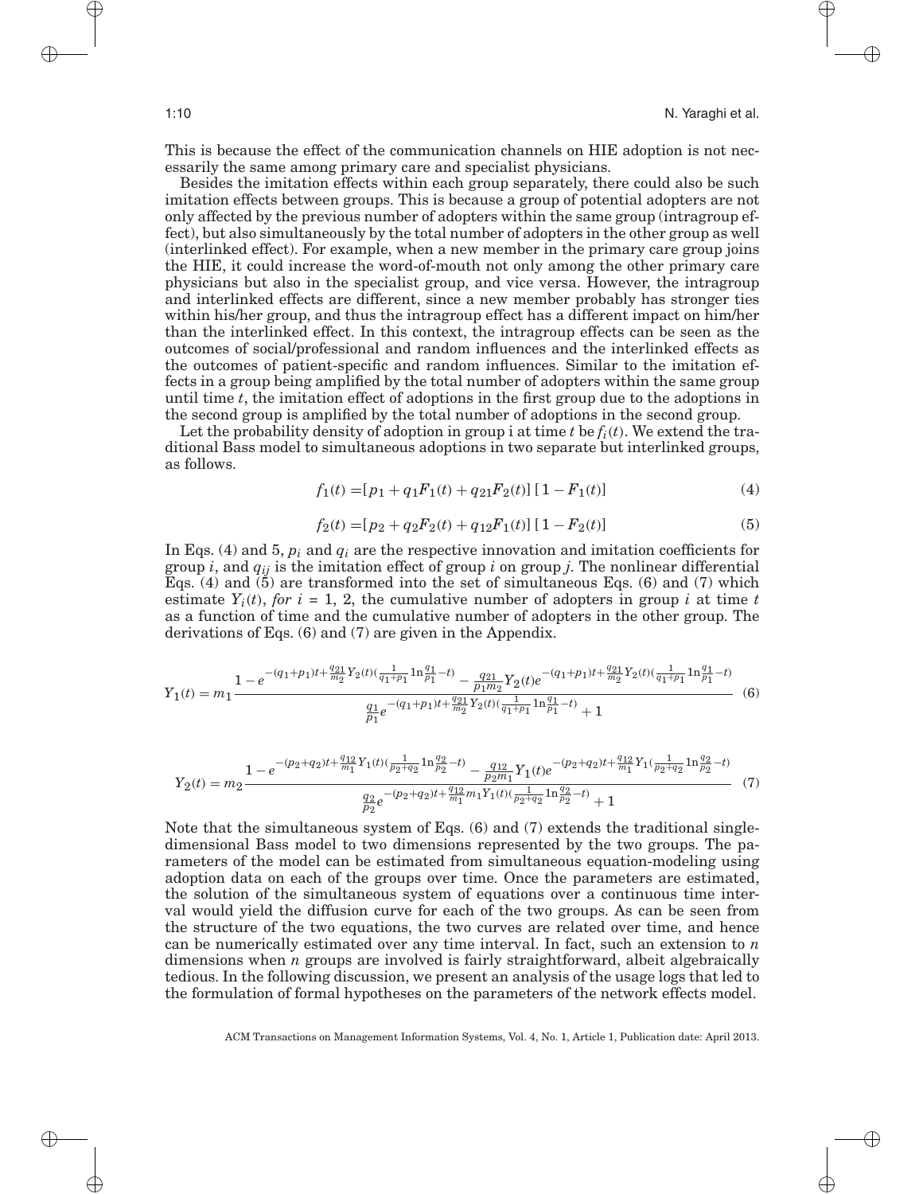This is because the effect of the communication channels on HIE adoption is not necessarily the same among primary care and specialist physicians.

Besides the imitation effects within each group separately, there could also be such imitation effects between groups. This is because a group of potential adopters are not only affected by the previous number of adopters within the same group (intragroup effect), but also simultaneously by the total number of adopters in the other group as well (interlinked effect). For example, when a new member in the primary care group joins the HIE, it could increase the word-of-mouth not only among the other primary care physicians but also in the specialist group, and vice versa. However, the intragroup and interlinked effects are different, since a new member probably has stronger ties within his/her group, and thus the intragroup effect has a different impact on him/her than the interlinked effect. In this context, the intragroup effects can be seen as the outcomes of social/professional and random influences and the interlinked effects as the outcomes of patient-specific and random influences. Similar to the imitation effects in a group being amplified by the total number of adopters within the same group until time $t$, the imitation effect of adoptions in the first group due to the adoptions in the second group is amplified by the total number of adoptions in the second group.

Let the probability density of adoption in group i at time $t$ be $f_i(t)$. We extend the traditional Bass model to simultaneous adoptions in two separate but interlinked groups, as follows.

$$f_1(t) = [p_1 + q_1 F_1(t) + q_{21} F_2(t)]\,[1 - F_1(t)] \tag{4}$$

$$f_2(t) = [p_2 + q_2 F_2(t) + q_{12} F_1(t)]\,[1 - F_2(t)] \tag{5}$$

In Eqs. (4) and 5, $p_i$ and $q_i$ are the respective innovation and imitation coefficients for group $i$, and $q_{ij}$ is the imitation effect of group $i$ on group $j$. The nonlinear differential Eqs. (4) and (5) are transformed into the set of simultaneous Eqs. (6) and (7) which estimate $Y_i(t)$, *for* $i$ = 1, 2, the cumulative number of adopters in group $i$ at time $t$ as a function of time and the cumulative number of adopters in the other group. The derivations of Eqs. (6) and (7) are given in the Appendix.

$$Y_1(t) = m_1 \frac{1 - e^{-(q_1+p_1)t + \frac{q_{21}}{m_2} Y_2(t)\left(\frac{1}{q_1+p_1}\ln\frac{q_1}{p_1} - t\right)} - \frac{q_{21}}{p_1 m_2} Y_2(t) e^{-(q_1+p_1)t + \frac{q_{21}}{m_2} Y_2(t)\left(\frac{1}{q_1+p_1}\ln\frac{q_1}{p_1} - t\right)}}{\frac{q_1}{p_1} e^{-(q_1+p_1)t + \frac{q_{21}}{m_2} Y_2(t)\left(\frac{1}{q_1+p_1}\ln\frac{q_1}{p_1} - t\right)} + 1} \tag{6}$$

$$Y_2(t) = m_2 \frac{1 - e^{-(p_2+q_2)t + \frac{q_{12}}{m_1} Y_1(t)\left(\frac{1}{p_2+q_2}\ln\frac{q_2}{p_2} - t\right)} - \frac{q_{12}}{p_2 m_1} Y_1(t) e^{-(p_2+q_2)t + \frac{q_{12}}{m_1} Y_1\left(\frac{1}{p_2+q_2}\ln\frac{q_2}{p_2} - t\right)}}{\frac{q_2}{p_2} e^{-(p_2+q_2)t + \frac{q_{12}}{m_1} m_1 Y_1(t)\left(\frac{1}{p_2+q_2}\ln\frac{q_2}{p_2} - t\right)} + 1} \tag{7}$$

Note that the simultaneous system of Eqs. (6) and (7) extends the traditional single-dimensional Bass model to two dimensions represented by the two groups. The parameters of the model can be estimated from simultaneous equation-modeling using adoption data on each of the groups over time. Once the parameters are estimated, the solution of the simultaneous system of equations over a continuous time interval would yield the diffusion curve for each of the two groups. As can be seen from the structure of the two equations, the two curves are related over time, and hence can be numerically estimated over any time interval. In fact, such an extension to $n$ dimensions when $n$ groups are involved is fairly straightforward, albeit algebraically tedious. In the following discussion, we present an analysis of the usage logs that led to the formulation of formal hypotheses on the parameters of the network effects model.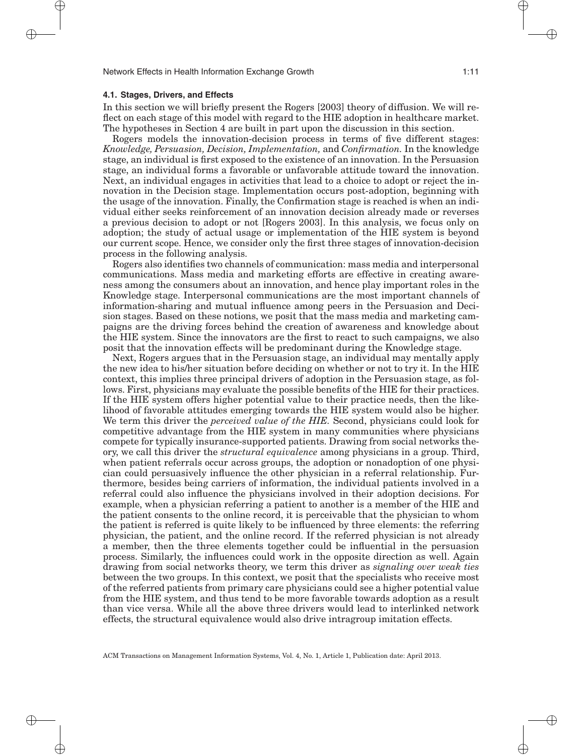### 4.1. Stages, Drivers, and Effects

In this section we will briefly present the Rogers [2003] theory of diffusion. We will reflect on each stage of this model with regard to the HIE adoption in healthcare market. The hypotheses in Section 4 are built in part upon the discussion in this section.

Rogers models the innovation-decision process in terms of five different stages: *Knowledge, Persuasion, Decision, Implementation,* and *Confirmation.* In the knowledge stage, an individual is first exposed to the existence of an innovation. In the Persuasion stage, an individual forms a favorable or unfavorable attitude toward the innovation. Next, an individual engages in activities that lead to a choice to adopt or reject the innovation in the Decision stage. Implementation occurs post-adoption, beginning with the usage of the innovation. Finally, the Confirmation stage is reached is when an individual either seeks reinforcement of an innovation decision already made or reverses a previous decision to adopt or not [Rogers 2003]. In this analysis, we focus only on adoption; the study of actual usage or implementation of the HIE system is beyond our current scope. Hence, we consider only the first three stages of innovation-decision process in the following analysis.

Rogers also identifies two channels of communication: mass media and interpersonal communications. Mass media and marketing efforts are effective in creating awareness among the consumers about an innovation, and hence play important roles in the Knowledge stage. Interpersonal communications are the most important channels of information-sharing and mutual influence among peers in the Persuasion and Decision stages. Based on these notions, we posit that the mass media and marketing campaigns are the driving forces behind the creation of awareness and knowledge about the HIE system. Since the innovators are the first to react to such campaigns, we also posit that the innovation effects will be predominant during the Knowledge stage.

Next, Rogers argues that in the Persuasion stage, an individual may mentally apply the new idea to his/her situation before deciding on whether or not to try it. In the HIE context, this implies three principal drivers of adoption in the Persuasion stage, as follows. First, physicians may evaluate the possible benefits of the HIE for their practices. If the HIE system offers higher potential value to their practice needs, then the likelihood of favorable attitudes emerging towards the HIE system would also be higher. We term this driver the *perceived value of the HIE.* Second, physicians could look for competitive advantage from the HIE system in many communities where physicians compete for typically insurance-supported patients. Drawing from social networks theory, we call this driver the *structural equivalence* among physicians in a group. Third, when patient referrals occur across groups, the adoption or nonadoption of one physician could persuasively influence the other physician in a referral relationship. Furthermore, besides being carriers of information, the individual patients involved in a referral could also influence the physicians involved in their adoption decisions. For example, when a physician referring a patient to another is a member of the HIE and the patient consents to the online record, it is perceivable that the physician to whom the patient is referred is quite likely to be influenced by three elements: the referring physician, the patient, and the online record. If the referred physician is not already a member, then the three elements together could be influential in the persuasion process. Similarly, the influences could work in the opposite direction as well. Again drawing from social networks theory, we term this driver as *signaling over weak ties* between the two groups. In this context, we posit that the specialists who receive most of the referred patients from primary care physicians could see a higher potential value from the HIE system, and thus tend to be more favorable towards adoption as a result than vice versa. While all the above three drivers would lead to interlinked network effects, the structural equivalence would also drive intragroup imitation effects.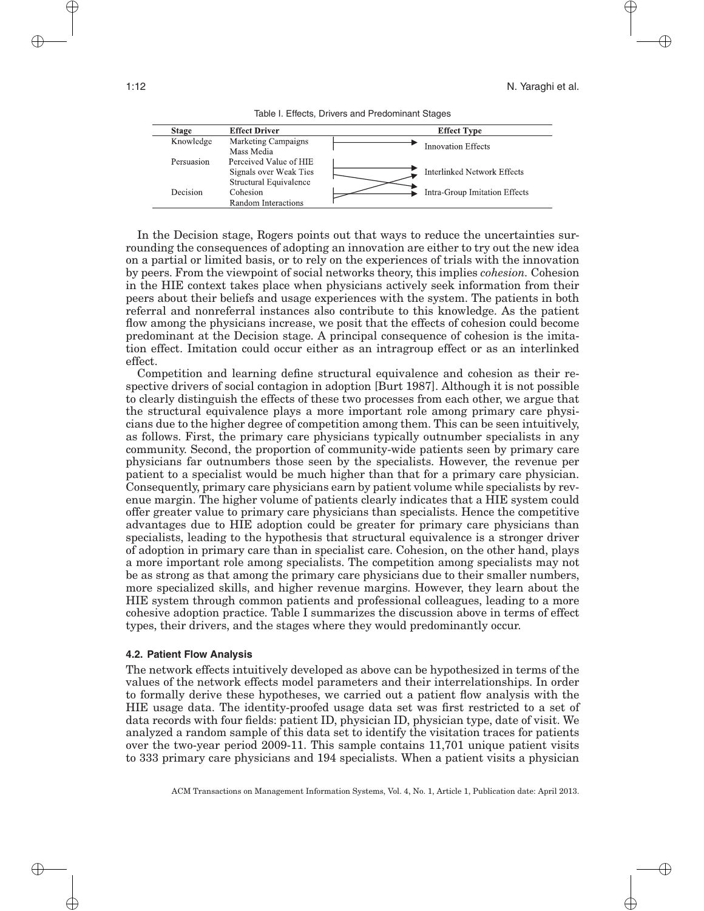Table I. Effects, Drivers and Predominant Stages

| Stage | Effect Driver | Effect Type |
| --- | --- | --- |
| Knowledge | Marketing Campaigns<br>Mass Media | Innovation Effects |
| Persuasion | Perceived Value of HIE<br>Signals over Weak Ties<br>Structural Equivalence | Interlinked Network Effects |
| Decision | Cohesion<br>Random Interactions | Intra-Group Imitation Effects |

In the Decision stage, Rogers points out that ways to reduce the uncertainties surrounding the consequences of adopting an innovation are either to try out the new idea on a partial or limited basis, or to rely on the experiences of trials with the innovation by peers. From the viewpoint of social networks theory, this implies *cohesion*. Cohesion in the HIE context takes place when physicians actively seek information from their peers about their beliefs and usage experiences with the system. The patients in both referral and nonreferral instances also contribute to this knowledge. As the patient flow among the physicians increase, we posit that the effects of cohesion could become predominant at the Decision stage. A principal consequence of cohesion is the imitation effect. Imitation could occur either as an intragroup effect or as an interlinked effect.

Competition and learning define structural equivalence and cohesion as their respective drivers of social contagion in adoption [Burt 1987]. Although it is not possible to clearly distinguish the effects of these two processes from each other, we argue that the structural equivalence plays a more important role among primary care physicians due to the higher degree of competition among them. This can be seen intuitively, as follows. First, the primary care physicians typically outnumber specialists in any community. Second, the proportion of community-wide patients seen by primary care physicians far outnumbers those seen by the specialists. However, the revenue per patient to a specialist would be much higher than that for a primary care physician. Consequently, primary care physicians earn by patient volume while specialists by revenue margin. The higher volume of patients clearly indicates that a HIE system could offer greater value to primary care physicians than specialists. Hence the competitive advantages due to HIE adoption could be greater for primary care physicians than specialists, leading to the hypothesis that structural equivalence is a stronger driver of adoption in primary care than in specialist care. Cohesion, on the other hand, plays a more important role among specialists. The competition among specialists may not be as strong as that among the primary care physicians due to their smaller numbers, more specialized skills, and higher revenue margins. However, they learn about the HIE system through common patients and professional colleagues, leading to a more cohesive adoption practice. Table I summarizes the discussion above in terms of effect types, their drivers, and the stages where they would predominantly occur.

### 4.2. Patient Flow Analysis

The network effects model intuitively developed as above can be hypothesized in terms of the values of the network effects model parameters and their interrelationships. In order to formally derive these hypotheses, we carried out a patient flow analysis with the HIE usage data. The identity-proofed usage data set was first restricted to a set of data records with four fields: patient ID, physician ID, physician type, date of visit. We analyzed a random sample of this data set to identify the visitation traces for patients over the two-year period 2009-11. This sample contains 11,701 unique patient visits to 333 primary care physicians and 194 specialists. When a patient visits a physician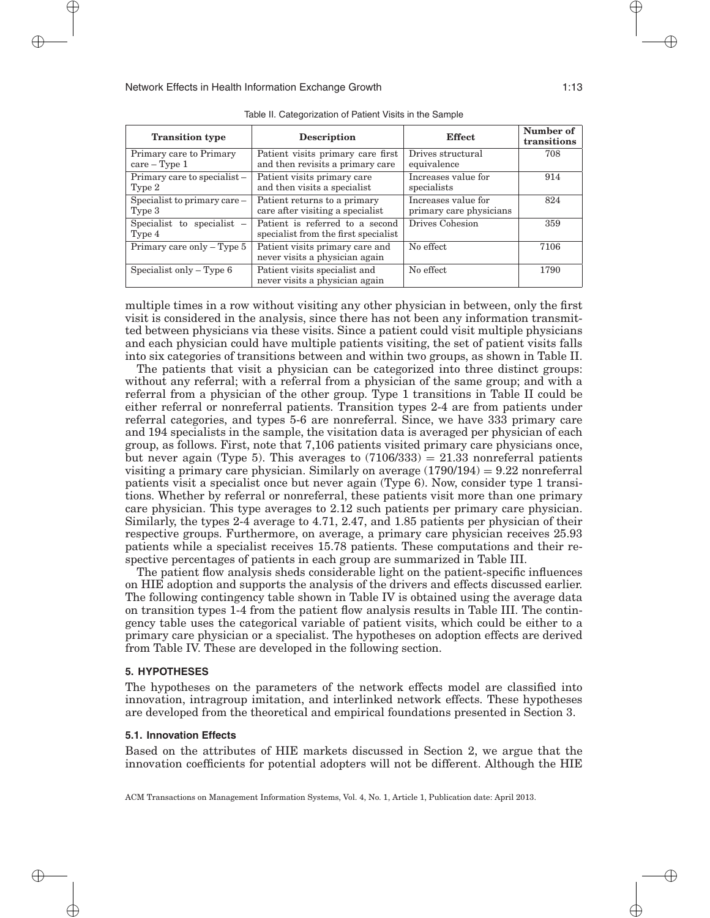Table II. Categorization of Patient Visits in the Sample

| Transition type | Description | Effect | Number of transitions |
|---|---|---|---|
| Primary care to Primary care – Type 1 | Patient visits primary care first and then revisits a primary care | Drives structural equivalence | 708 |
| Primary care to specialist – Type 2 | Patient visits primary care and then visits a specialist | Increases value for specialists | 914 |
| Specialist to primary care – Type 3 | Patient returns to a primary care after visiting a specialist | Increases value for primary care physicians | 824 |
| Specialist to specialist – Type 4 | Patient is referred to a second specialist from the first specialist | Drives Cohesion | 359 |
| Primary care only – Type 5 | Patient visits primary care and never visits a physician again | No effect | 7106 |
| Specialist only – Type 6 | Patient visits specialist and never visits a physician again | No effect | 1790 |

multiple times in a row without visiting any other physician in between, only the first visit is considered in the analysis, since there has not been any information transmitted between physicians via these visits. Since a patient could visit multiple physicians and each physician could have multiple patients visiting, the set of patient visits falls into six categories of transitions between and within two groups, as shown in Table II.

The patients that visit a physician can be categorized into three distinct groups: without any referral; with a referral from a physician of the same group; and with a referral from a physician of the other group. Type 1 transitions in Table II could be either referral or nonreferral patients. Transition types 2-4 are from patients under referral categories, and types 5-6 are nonreferral. Since, we have 333 primary care and 194 specialists in the sample, the visitation data is averaged per physician of each group, as follows. First, note that 7,106 patients visited primary care physicians once, but never again (Type 5). This averages to $(7106/333) = 21.33$ nonreferral patients visiting a primary care physician. Similarly on average $(1790/194) = 9.22$ nonreferral patients visit a specialist once but never again (Type 6). Now, consider type 1 transitions. Whether by referral or nonreferral, these patients visit more than one primary care physician. This type averages to 2.12 such patients per primary care physician. Similarly, the types 2-4 average to 4.71, 2.47, and 1.85 patients per physician of their respective groups. Furthermore, on average, a primary care physician receives 25.93 patients while a specialist receives 15.78 patients. These computations and their respective percentages of patients in each group are summarized in Table III.

The patient flow analysis sheds considerable light on the patient-specific influences on HIE adoption and supports the analysis of the drivers and effects discussed earlier. The following contingency table shown in Table IV is obtained using the average data on transition types 1-4 from the patient flow analysis results in Table III. The contingency table uses the categorical variable of patient visits, which could be either to a primary care physician or a specialist. The hypotheses on adoption effects are derived from Table IV. These are developed in the following section.

## 5. HYPOTHESES

The hypotheses on the parameters of the network effects model are classified into innovation, intragroup imitation, and interlinked network effects. These hypotheses are developed from the theoretical and empirical foundations presented in Section 3.

### 5.1. Innovation Effects

Based on the attributes of HIE markets discussed in Section 2, we argue that the innovation coefficients for potential adopters will not be different. Although the HIE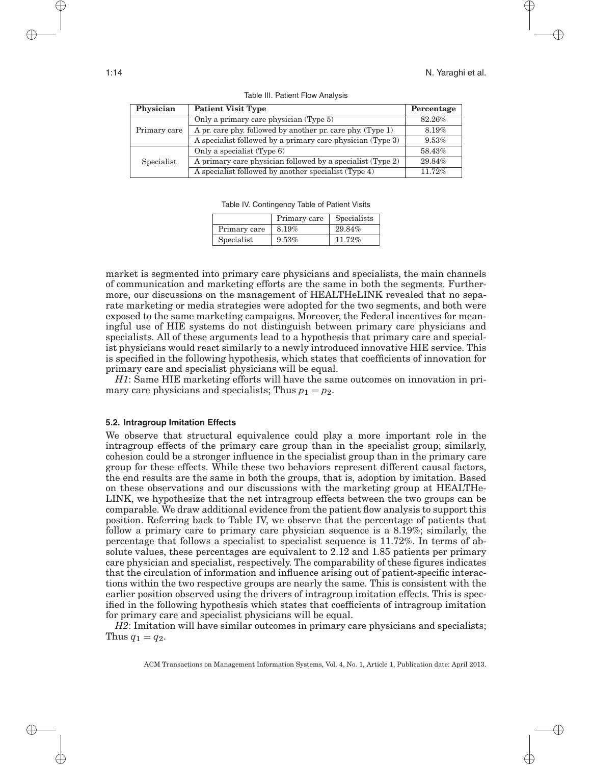Table III. Patient Flow Analysis

| Physician | Patient Visit Type | Percentage |
|---|---|---|
| Primary care | Only a primary care physician (Type 5) | 82.26% |
| | A pr. care phy. followed by another pr. care phy. (Type 1) | 8.19% |
| | A specialist followed by a primary care physician (Type 3) | 9.53% |
| Specialist | Only a specialist (Type 6) | 58.43% |
| | A primary care physician followed by a specialist (Type 2) | 29.84% |
| | A specialist followed by another specialist (Type 4) | 11.72% |

Table IV. Contingency Table of Patient Visits

| | Primary care | Specialists |
|---|---|---|
| Primary care | 8.19% | 29.84% |
| Specialist | 9.53% | 11.72% |

market is segmented into primary care physicians and specialists, the main channels of communication and marketing efforts are the same in both the segments. Furthermore, our discussions on the management of HEALTHeLINK revealed that no separate marketing or media strategies were adopted for the two segments, and both were exposed to the same marketing campaigns. Moreover, the Federal incentives for meaningful use of HIE systems do not distinguish between primary care physicians and specialists. All of these arguments lead to a hypothesis that primary care and specialist physicians would react similarly to a newly introduced innovative HIE service. This is specified in the following hypothesis, which states that coefficients of innovation for primary care and specialist physicians will be equal.

*H1*: Same HIE marketing efforts will have the same outcomes on innovation in primary care physicians and specialists; Thus $p_1 = p_2$.

### 5.2. Intragroup Imitation Effects

We observe that structural equivalence could play a more important role in the intragroup effects of the primary care group than in the specialist group; similarly, cohesion could be a stronger influence in the specialist group than in the primary care group for these effects. While these two behaviors represent different causal factors, the end results are the same in both the groups, that is, adoption by imitation. Based on these observations and our discussions with the marketing group at HEALTHeLINK, we hypothesize that the net intragroup effects between the two groups can be comparable. We draw additional evidence from the patient flow analysis to support this position. Referring back to Table IV, we observe that the percentage of patients that follow a primary care to primary care physician sequence is a 8.19%; similarly, the percentage that follows a specialist to specialist sequence is 11.72%. In terms of absolute values, these percentages are equivalent to 2.12 and 1.85 patients per primary care physician and specialist, respectively. The comparability of these figures indicates that the circulation of information and influence arising out of patient-specific interactions within the two respective groups are nearly the same. This is consistent with the earlier position observed using the drivers of intragroup imitation effects. This is specified in the following hypothesis which states that coefficients of intragroup imitation for primary care and specialist physicians will be equal.

*H2*: Imitation will have similar outcomes in primary care physicians and specialists; Thus $q_1 = q_2$.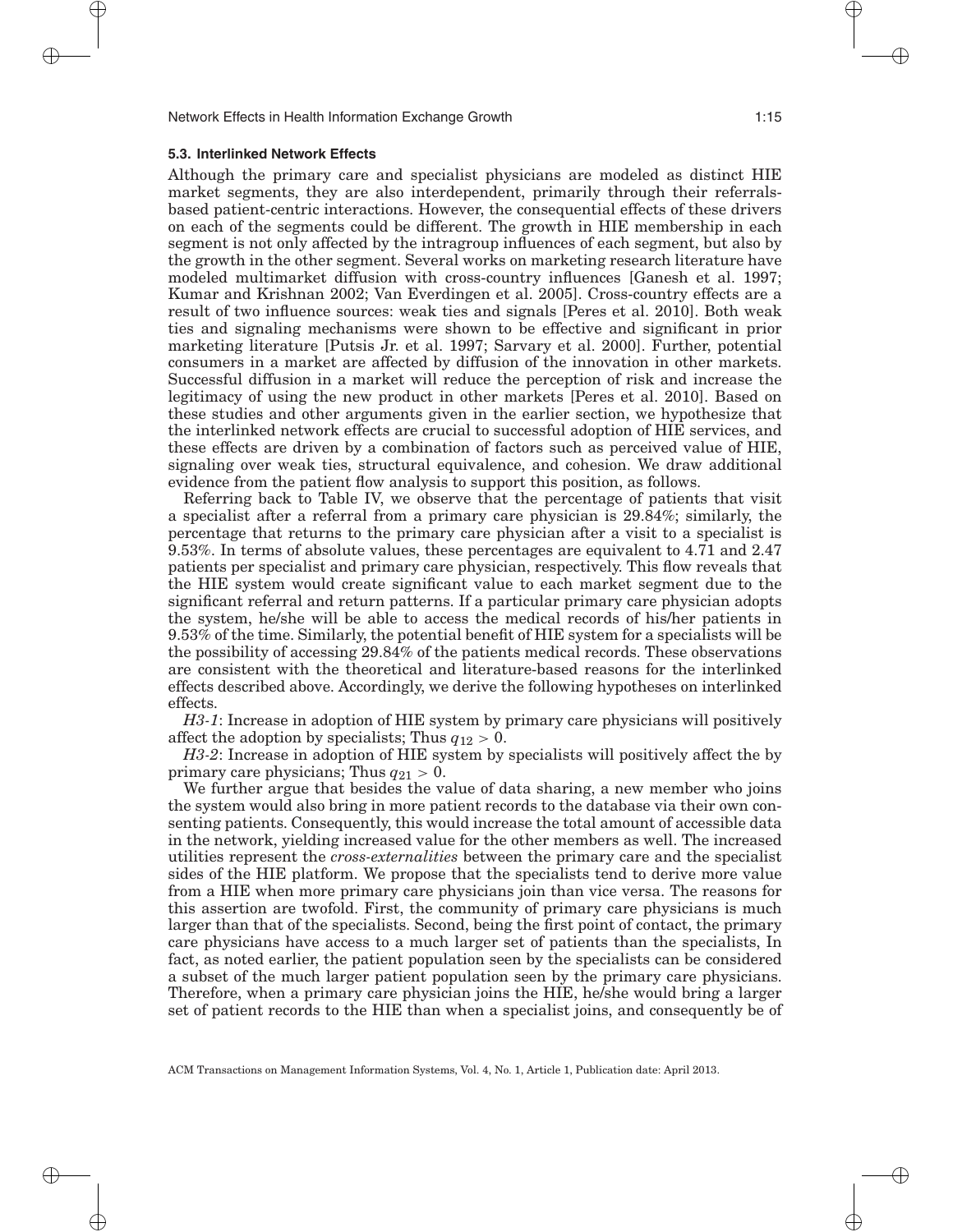### 5.3. Interlinked Network Effects

Although the primary care and specialist physicians are modeled as distinct HIE market segments, they are also interdependent, primarily through their referrals-based patient-centric interactions. However, the consequential effects of these drivers on each of the segments could be different. The growth in HIE membership in each segment is not only affected by the intragroup influences of each segment, but also by the growth in the other segment. Several works on marketing research literature have modeled multimarket diffusion with cross-country influences [Ganesh et al. 1997; Kumar and Krishnan 2002; Van Everdingen et al. 2005]. Cross-country effects are a result of two influence sources: weak ties and signals [Peres et al. 2010]. Both weak ties and signaling mechanisms were shown to be effective and significant in prior marketing literature [Putsis Jr. et al. 1997; Sarvary et al. 2000]. Further, potential consumers in a market are affected by diffusion of the innovation in other markets. Successful diffusion in a market will reduce the perception of risk and increase the legitimacy of using the new product in other markets [Peres et al. 2010]. Based on these studies and other arguments given in the earlier section, we hypothesize that the interlinked network effects are crucial to successful adoption of HIE services, and these effects are driven by a combination of factors such as perceived value of HIE, signaling over weak ties, structural equivalence, and cohesion. We draw additional evidence from the patient flow analysis to support this position, as follows.

Referring back to Table IV, we observe that the percentage of patients that visit a specialist after a referral from a primary care physician is 29.84%; similarly, the percentage that returns to the primary care physician after a visit to a specialist is 9.53%. In terms of absolute values, these percentages are equivalent to 4.71 and 2.47 patients per specialist and primary care physician, respectively. This flow reveals that the HIE system would create significant value to each market segment due to the significant referral and return patterns. If a particular primary care physician adopts the system, he/she will be able to access the medical records of his/her patients in 9.53% of the time. Similarly, the potential benefit of HIE system for a specialists will be the possibility of accessing 29.84% of the patients medical records. These observations are consistent with the theoretical and literature-based reasons for the interlinked effects described above. Accordingly, we derive the following hypotheses on interlinked effects.

*H3-1*: Increase in adoption of HIE system by primary care physicians will positively affect the adoption by specialists; Thus $q_{12} > 0$.

*H3-2*: Increase in adoption of HIE system by specialists will positively affect the by primary care physicians; Thus $q_{21} > 0$.

We further argue that besides the value of data sharing, a new member who joins the system would also bring in more patient records to the database via their own consenting patients. Consequently, this would increase the total amount of accessible data in the network, yielding increased value for the other members as well. The increased utilities represent the *cross-externalities* between the primary care and the specialist sides of the HIE platform. We propose that the specialists tend to derive more value from a HIE when more primary care physicians join than vice versa. The reasons for this assertion are twofold. First, the community of primary care physicians is much larger than that of the specialists. Second, being the first point of contact, the primary care physicians have access to a much larger set of patients than the specialists, In fact, as noted earlier, the patient population seen by the specialists can be considered a subset of the much larger patient population seen by the primary care physicians. Therefore, when a primary care physician joins the HIE, he/she would bring a larger set of patient records to the HIE than when a specialist joins, and consequently be of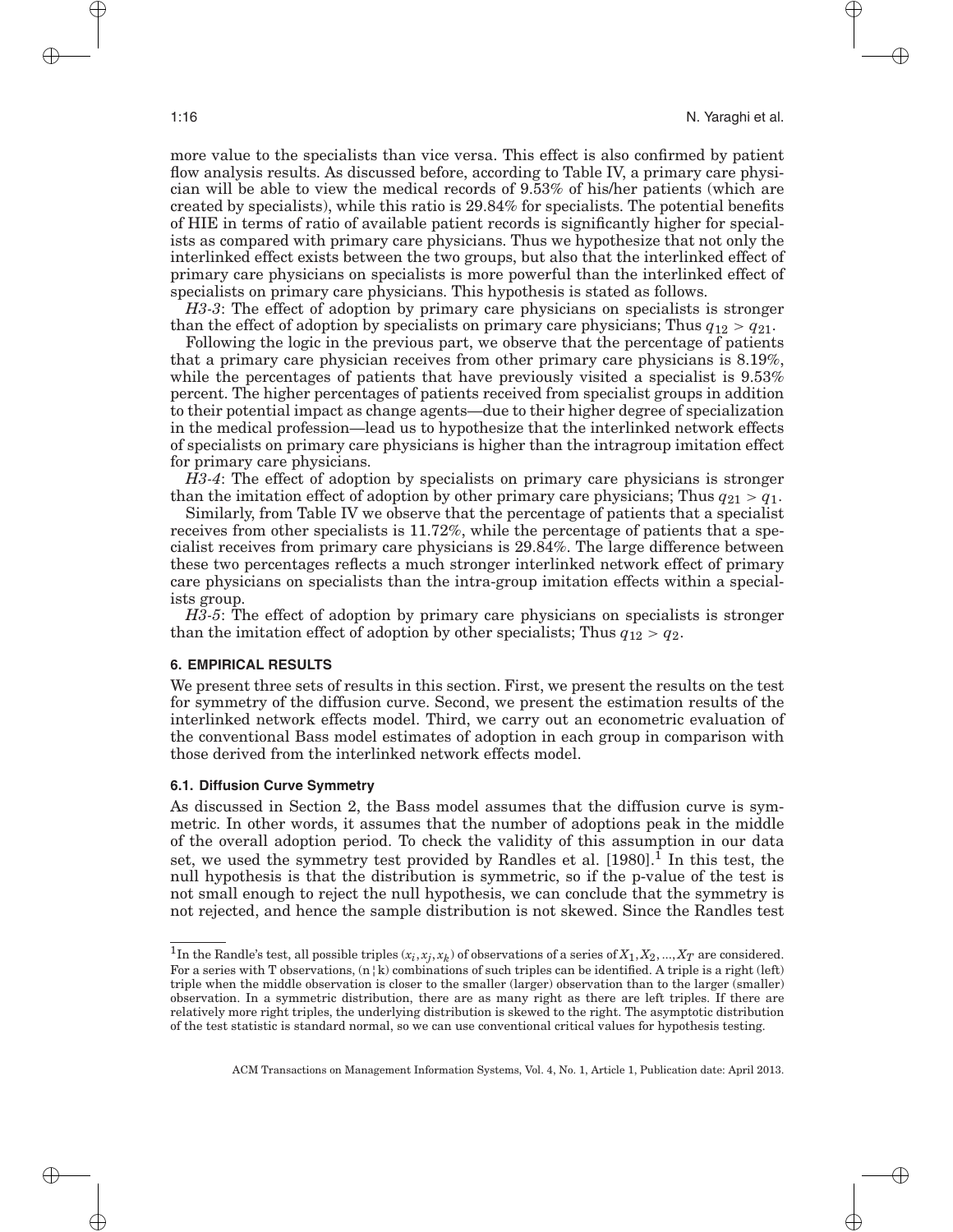more value to the specialists than vice versa. This effect is also confirmed by patient flow analysis results. As discussed before, according to Table IV, a primary care physician will be able to view the medical records of 9.53% of his/her patients (which are created by specialists), while this ratio is 29.84% for specialists. The potential benefits of HIE in terms of ratio of available patient records is significantly higher for specialists as compared with primary care physicians. Thus we hypothesize that not only the interlinked effect exists between the two groups, but also that the interlinked effect of primary care physicians on specialists is more powerful than the interlinked effect of specialists on primary care physicians. This hypothesis is stated as follows.

*H3-3*: The effect of adoption by primary care physicians on specialists is stronger than the effect of adoption by specialists on primary care physicians; Thus $q_{12} > q_{21}$.

Following the logic in the previous part, we observe that the percentage of patients that a primary care physician receives from other primary care physicians is 8.19%, while the percentages of patients that have previously visited a specialist is 9.53% percent. The higher percentages of patients received from specialist groups in addition to their potential impact as change agents—due to their higher degree of specialization in the medical profession—lead us to hypothesize that the interlinked network effects of specialists on primary care physicians is higher than the intragroup imitation effect for primary care physicians.

*H3-4*: The effect of adoption by specialists on primary care physicians is stronger than the imitation effect of adoption by other primary care physicians; Thus $q_{21} > q_1$.

Similarly, from Table IV we observe that the percentage of patients that a specialist receives from other specialists is 11.72%, while the percentage of patients that a specialist receives from primary care physicians is 29.84%. The large difference between these two percentages reflects a much stronger interlinked network effect of primary care physicians on specialists than the intra-group imitation effects within a specialists group.

*H3-5*: The effect of adoption by primary care physicians on specialists is stronger than the imitation effect of adoption by other specialists; Thus $q_{12} > q_2$.

## 6. EMPIRICAL RESULTS

We present three sets of results in this section. First, we present the results on the test for symmetry of the diffusion curve. Second, we present the estimation results of the interlinked network effects model. Third, we carry out an econometric evaluation of the conventional Bass model estimates of adoption in each group in comparison with those derived from the interlinked network effects model.

### 6.1. Diffusion Curve Symmetry

As discussed in Section 2, the Bass model assumes that the diffusion curve is symmetric. In other words, it assumes that the number of adoptions peak in the middle of the overall adoption period. To check the validity of this assumption in our data set, we used the symmetry test provided by Randles et al. [1980].[1] In this test, the null hypothesis is that the distribution is symmetric, so if the p-value of the test is not small enough to reject the null hypothesis, we can conclude that the symmetry is not rejected, and hence the sample distribution is not skewed. Since the Randles test

---

[1] In the Randle's test, all possible triples $(x_i, x_j, x_k)$ of observations of a series of $X_1, X_2, ..., X_T$ are considered. For a series with T observations, (n¦k) combinations of such triples can be identified. A triple is a right (left) triple when the middle observation is closer to the smaller (larger) observation than to the larger (smaller) observation. In a symmetric distribution, there are as many right as there are left triples. If there are relatively more right triples, the underlying distribution is skewed to the right. The asymptotic distribution of the test statistic is standard normal, so we can use conventional critical values for hypothesis testing.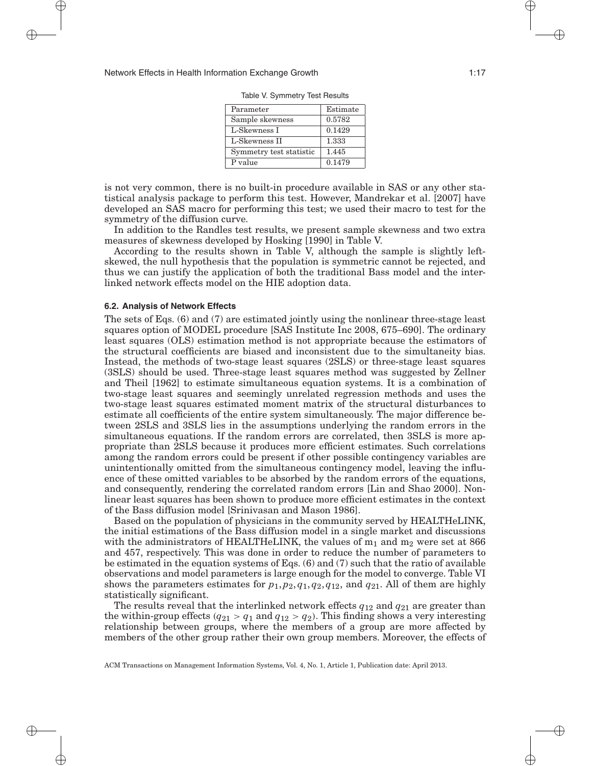Table V. Symmetry Test Results

| Parameter | Estimate |
|---|---|
| Sample skewness | 0.5782 |
| L-Skewness I | 0.1429 |
| L-Skewness II | 1.333 |
| Symmetry test statistic | 1.445 |
| P value | 0.1479 |

is not very common, there is no built-in procedure available in SAS or any other statistical analysis package to perform this test. However, Mandrekar et al. [2007] have developed an SAS macro for performing this test; we used their macro to test for the symmetry of the diffusion curve.

In addition to the Randles test results, we present sample skewness and two extra measures of skewness developed by Hosking [1990] in Table V.

According to the results shown in Table V, although the sample is slightly left-skewed, the null hypothesis that the population is symmetric cannot be rejected, and thus we can justify the application of both the traditional Bass model and the interlinked network effects model on the HIE adoption data.

### 6.2. Analysis of Network Effects

The sets of Eqs. (6) and (7) are estimated jointly using the nonlinear three-stage least squares option of MODEL procedure [SAS Institute Inc 2008, 675–690]. The ordinary least squares (OLS) estimation method is not appropriate because the estimators of the structural coefficients are biased and inconsistent due to the simultaneity bias. Instead, the methods of two-stage least squares (2SLS) or three-stage least squares (3SLS) should be used. Three-stage least squares method was suggested by Zellner and Theil [1962] to estimate simultaneous equation systems. It is a combination of two-stage least squares and seemingly unrelated regression methods and uses the two-stage least squares estimated moment matrix of the structural disturbances to estimate all coefficients of the entire system simultaneously. The major difference between 2SLS and 3SLS lies in the assumptions underlying the random errors in the simultaneous equations. If the random errors are correlated, then 3SLS is more appropriate than 2SLS because it produces more efficient estimates. Such correlations among the random errors could be present if other possible contingency variables are unintentionally omitted from the simultaneous contingency model, leaving the influence of these omitted variables to be absorbed by the random errors of the equations, and consequently, rendering the correlated random errors [Lin and Shao 2000]. Nonlinear least squares has been shown to produce more efficient estimates in the context of the Bass diffusion model [Srinivasan and Mason 1986].

Based on the population of physicians in the community served by HEALTHeLINK, the initial estimations of the Bass diffusion model in a single market and discussions with the administrators of HEALTHeLINK, the values of $m_1$ and $m_2$ were set at 866 and 457, respectively. This was done in order to reduce the number of parameters to be estimated in the equation systems of Eqs. (6) and (7) such that the ratio of available observations and model parameters is large enough for the model to converge. Table VI shows the parameters estimates for $p_1, p_2, q_1, q_2, q_{12}$, and $q_{21}$. All of them are highly statistically significant.

The results reveal that the interlinked network effects $q_{12}$ and $q_{21}$ are greater than the within-group effects ($q_{21} > q_1$ and $q_{12} > q_2$). This finding shows a very interesting relationship between groups, where the members of a group are more affected by members of the other group rather their own group members. Moreover, the effects of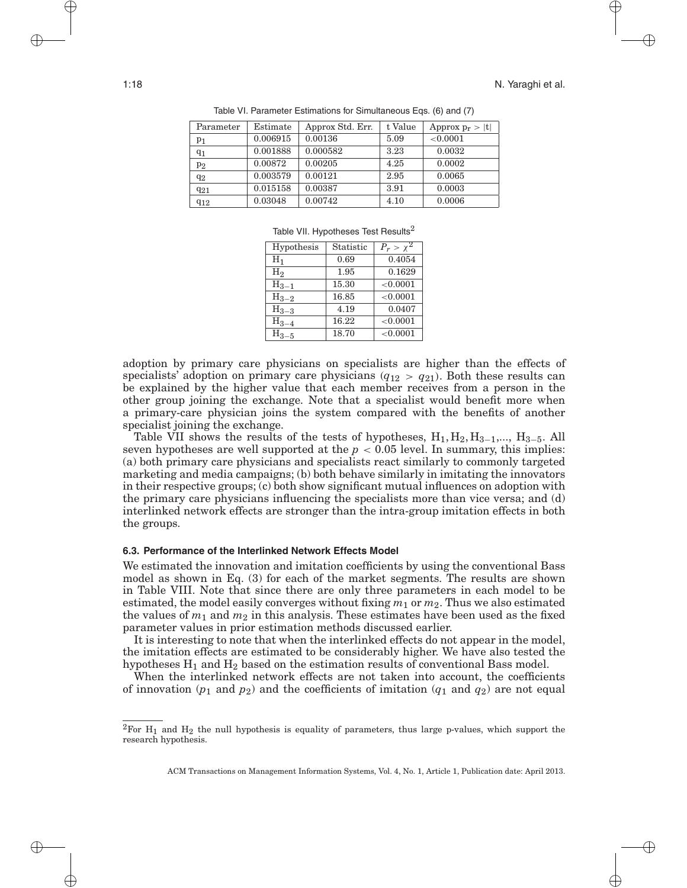Table VI. Parameter Estimations for Simultaneous Eqs. (6) and (7)

| Parameter | Estimate | Approx Std. Err. | t Value | Approx $p_r > \|t\|$ |
|---|---|---|---|---|
| $p_1$ | 0.006915 | 0.00136 | 5.09 | <0.0001 |
| $q_1$ | 0.001888 | 0.000582 | 3.23 | 0.0032 |
| $p_2$ | 0.00872 | 0.00205 | 4.25 | 0.0002 |
| $q_2$ | 0.003579 | 0.00121 | 2.95 | 0.0065 |
| $q_{21}$ | 0.015158 | 0.00387 | 3.91 | 0.0003 |
| $q_{12}$ | 0.03048 | 0.00742 | 4.10 | 0.0006 |

Table VII. Hypotheses Test Results[2]

| Hypothesis | Statistic | $P_r > \chi^2$ |
|---|---|---|
| $H_1$ | 0.69 | 0.4054 |
| $H_2$ | 1.95 | 0.1629 |
| $H_{3-1}$ | 15.30 | <0.0001 |
| $H_{3-2}$ | 16.85 | <0.0001 |
| $H_{3-3}$ | 4.19 | 0.0407 |
| $H_{3-4}$ | 16.22 | <0.0001 |
| $H_{3-5}$ | 18.70 | <0.0001 |

adoption by primary care physicians on specialists are higher than the effects of specialists' adoption on primary care physicians ($q_{12} > q_{21}$). Both these results can be explained by the higher value that each member receives from a person in the other group joining the exchange. Note that a specialist would benefit more when a primary-care physician joins the system compared with the benefits of another specialist joining the exchange.

Table VII shows the results of the tests of hypotheses, $H_1, H_2, H_{3-1}, ..., H_{3-5}$. All seven hypotheses are well supported at the $p < 0.05$ level. In summary, this implies: (a) both primary care physicians and specialists react similarly to commonly targeted marketing and media campaigns; (b) both behave similarly in imitating the innovators in their respective groups; (c) both show significant mutual influences on adoption with the primary care physicians influencing the specialists more than vice versa; and (d) interlinked network effects are stronger than the intra-group imitation effects in both the groups.

### 6.3. Performance of the Interlinked Network Effects Model

We estimated the innovation and imitation coefficients by using the conventional Bass model as shown in Eq. (3) for each of the market segments. The results are shown in Table VIII. Note that since there are only three parameters in each model to be estimated, the model easily converges without fixing $m_1$ or $m_2$. Thus we also estimated the values of $m_1$ and $m_2$ in this analysis. These estimates have been used as the fixed parameter values in prior estimation methods discussed earlier.

It is interesting to note that when the interlinked effects do not appear in the model, the imitation effects are estimated to be considerably higher. We have also tested the hypotheses $H_1$ and $H_2$ based on the estimation results of conventional Bass model.

When the interlinked network effects are not taken into account, the coefficients of innovation ($p_1$ and $p_2$) and the coefficients of imitation ($q_1$ and $q_2$) are not equal

[2] For $H_1$ and $H_2$ the null hypothesis is equality of parameters, thus large p-values, which support the research hypothesis.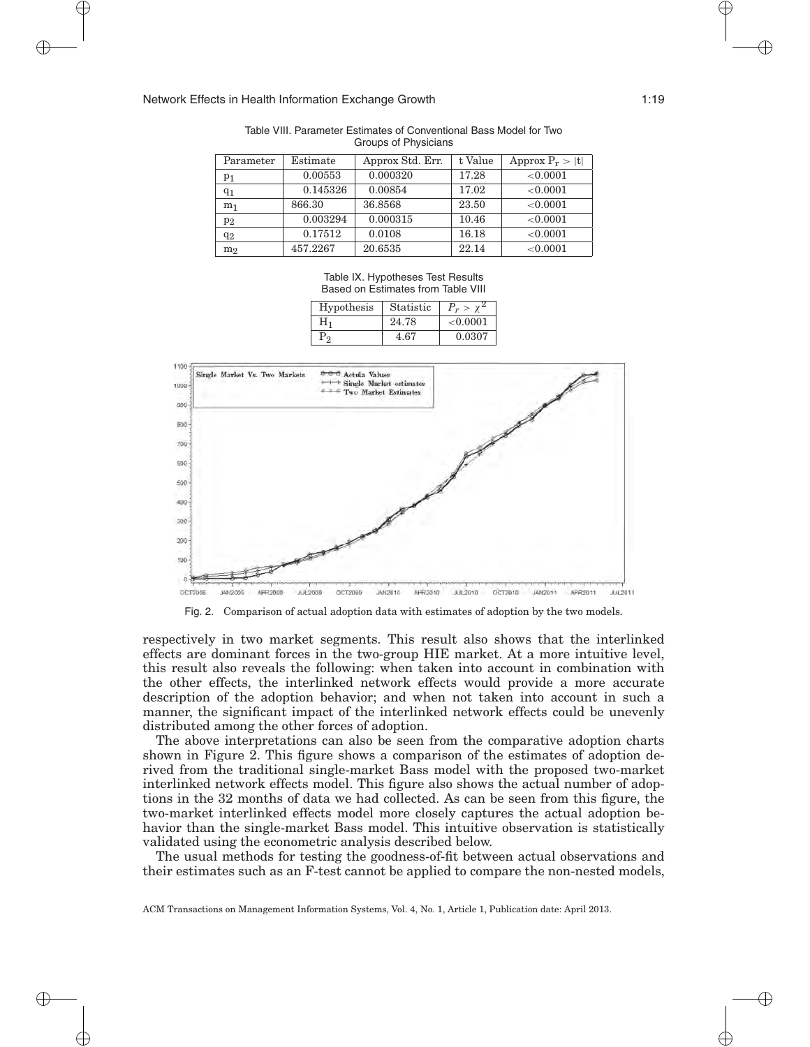Table VIII. Parameter Estimates of Conventional Bass Model for Two Groups of Physicians

| Parameter | Estimate | Approx Std. Err. | t Value | Approx $P_r > \|t\|$ |
|---|---|---|---|---|
| $p_1$ | 0.00553 | 0.000320 | 17.28 | <0.0001 |
| $q_1$ | 0.145326 | 0.00854 | 17.02 | <0.0001 |
| $m_1$ | 866.30 | 36.8568 | 23.50 | <0.0001 |
| $p_2$ | 0.003294 | 0.000315 | 10.46 | <0.0001 |
| $q_2$ | 0.17512 | 0.0108 | 16.18 | <0.0001 |
| $m_2$ | 457.2267 | 20.6535 | 22.14 | <0.0001 |

Table IX. Hypotheses Test Results Based on Estimates from Table VIII

| Hypothesis | Statistic | $P_r > \chi^2$ |
|---|---|---|
| $H_1$ | 24.78 | <0.0001 |
| $P_2$ | 4.67 | 0.0307 |

Fig. 2. Comparison of actual adoption data with estimates of adoption by the two models.

respectively in two market segments. This result also shows that the interlinked effects are dominant forces in the two-group HIE market. At a more intuitive level, this result also reveals the following: when taken into account in combination with the other effects, the interlinked network effects would provide a more accurate description of the adoption behavior; and when not taken into account in such a manner, the significant impact of the interlinked network effects could be unevenly distributed among the other forces of adoption.

The above interpretations can also be seen from the comparative adoption charts shown in Figure 2. This figure shows a comparison of the estimates of adoption derived from the traditional single-market Bass model with the proposed two-market interlinked network effects model. This figure also shows the actual number of adoptions in the 32 months of data we had collected. As can be seen from this figure, the two-market interlinked effects model more closely captures the actual adoption behavior than the single-market Bass model. This intuitive observation is statistically validated using the econometric analysis described below.

The usual methods for testing the goodness-of-fit between actual observations and their estimates such as an F-test cannot be applied to compare the non-nested models,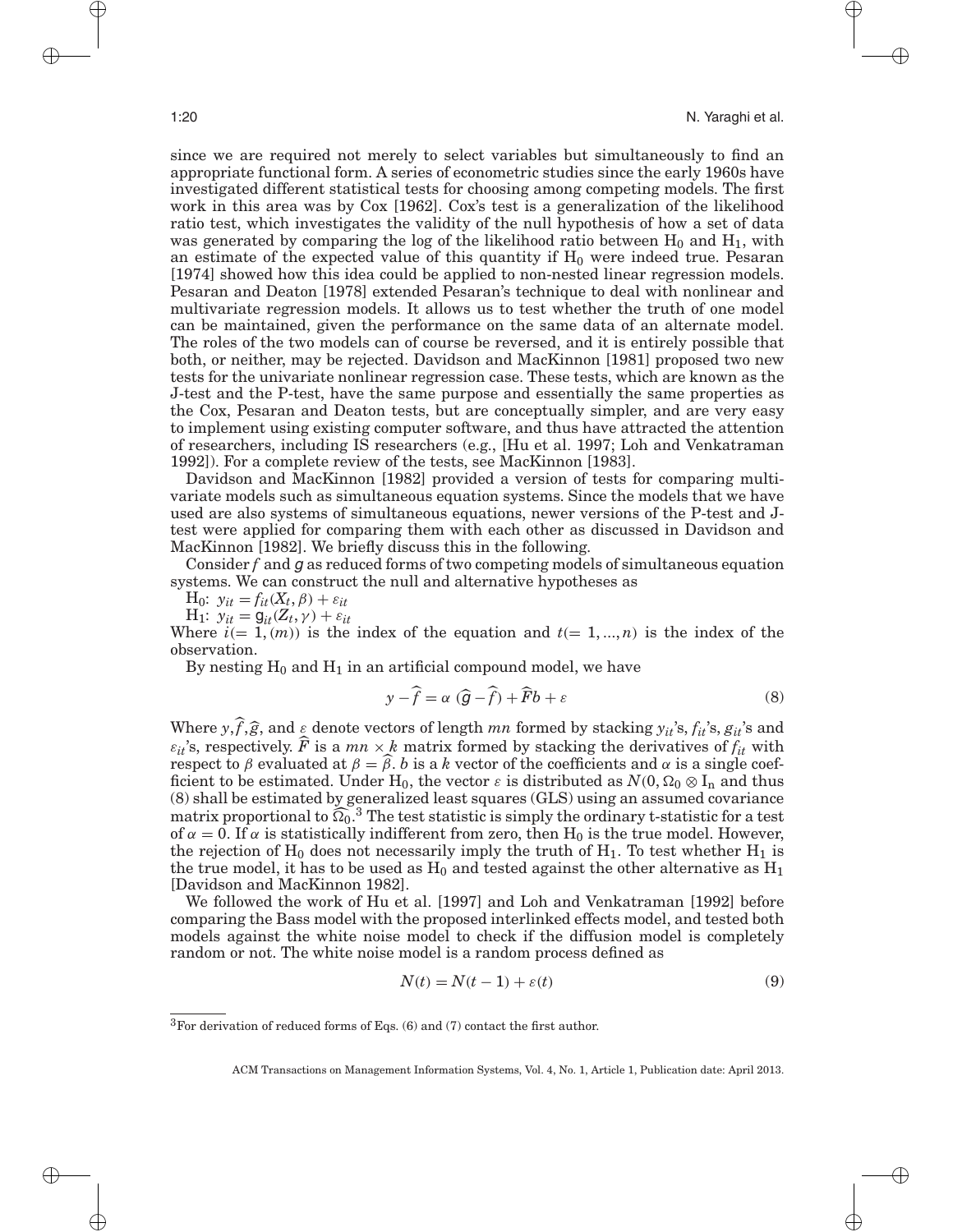since we are required not merely to select variables but simultaneously to find an appropriate functional form. A series of econometric studies since the early 1960s have investigated different statistical tests for choosing among competing models. The first work in this area was by Cox [1962]. Cox's test is a generalization of the likelihood ratio test, which investigates the validity of the null hypothesis of how a set of data was generated by comparing the log of the likelihood ratio between $H_0$ and $H_1$, with an estimate of the expected value of this quantity if $H_0$ were indeed true. Pesaran [1974] showed how this idea could be applied to non-nested linear regression models. Pesaran and Deaton [1978] extended Pesaran's technique to deal with nonlinear and multivariate regression models. It allows us to test whether the truth of one model can be maintained, given the performance on the same data of an alternate model. The roles of the two models can of course be reversed, and it is entirely possible that both, or neither, may be rejected. Davidson and MacKinnon [1981] proposed two new tests for the univariate nonlinear regression case. These tests, which are known as the J-test and the P-test, have the same purpose and essentially the same properties as the Cox, Pesaran and Deaton tests, but are conceptually simpler, and are very easy to implement using existing computer software, and thus have attracted the attention of researchers, including IS researchers (e.g., [Hu et al. 1997; Loh and Venkatraman 1992]). For a complete review of the tests, see MacKinnon [1983].

Davidson and MacKinnon [1982] provided a version of tests for comparing multivariate models such as simultaneous equation systems. Since the models that we have used are also systems of simultaneous equations, newer versions of the P-test and J-test were applied for comparing them with each other as discussed in Davidson and MacKinnon [1982]. We briefly discuss this in the following.

Consider $f$ and $g$ as reduced forms of two competing models of simultaneous equation systems. We can construct the null and alternative hypotheses as

$H_0$: $y_{it} = f_{it}(X_t, \beta) + \varepsilon_{it}$

$H_1$: $y_{it} = g_{it}(Z_t, \gamma) + \varepsilon_{it}$

Where $i(= 1, (m))$ is the index of the equation and $t(= 1, ..., n)$ is the index of the observation.

By nesting $H_0$ and $H_1$ in an artificial compound model, we have

$$y - \widehat{f} = \alpha\ (\widehat{g} - \widehat{f}) + \widehat{F}b + \varepsilon \tag{8}$$

Where $y, \widehat{f}, \widehat{g}$, and $\varepsilon$ denote vectors of length $mn$ formed by stacking $y_{it}$'s, $f_{it}$'s, $g_{it}$'s and $\varepsilon_{it}$'s, respectively. $\widehat{F}$ is a $mn \times k$ matrix formed by stacking the derivatives of $f_{it}$ with respect to $\beta$ evaluated at $\beta = \widehat{\beta}$. $b$ is a $k$ vector of the coefficients and $\alpha$ is a single coefficient to be estimated. Under $H_0$, the vector $\varepsilon$ is distributed as $N(0, \Omega_0 \otimes I_n$ and thus (8) shall be estimated by generalized least squares (GLS) using an assumed covariance matrix proportional to $\widehat{\Omega}_0$.[3] The test statistic is simply the ordinary t-statistic for a test of $\alpha = 0$. If $\alpha$ is statistically indifferent from zero, then $H_0$ is the true model. However, the rejection of $H_0$ does not necessarily imply the truth of $H_1$. To test whether $H_1$ is the true model, it has to be used as $H_0$ and tested against the other alternative as $H_1$ [Davidson and MacKinnon 1982].

We followed the work of Hu et al. [1997] and Loh and Venkatraman [1992] before comparing the Bass model with the proposed interlinked effects model, and tested both models against the white noise model to check if the diffusion model is completely random or not. The white noise model is a random process defined as

$$N(t) = N(t-1) + \varepsilon(t) \tag{9}$$

[3]For derivation of reduced forms of Eqs. (6) and (7) contact the first author.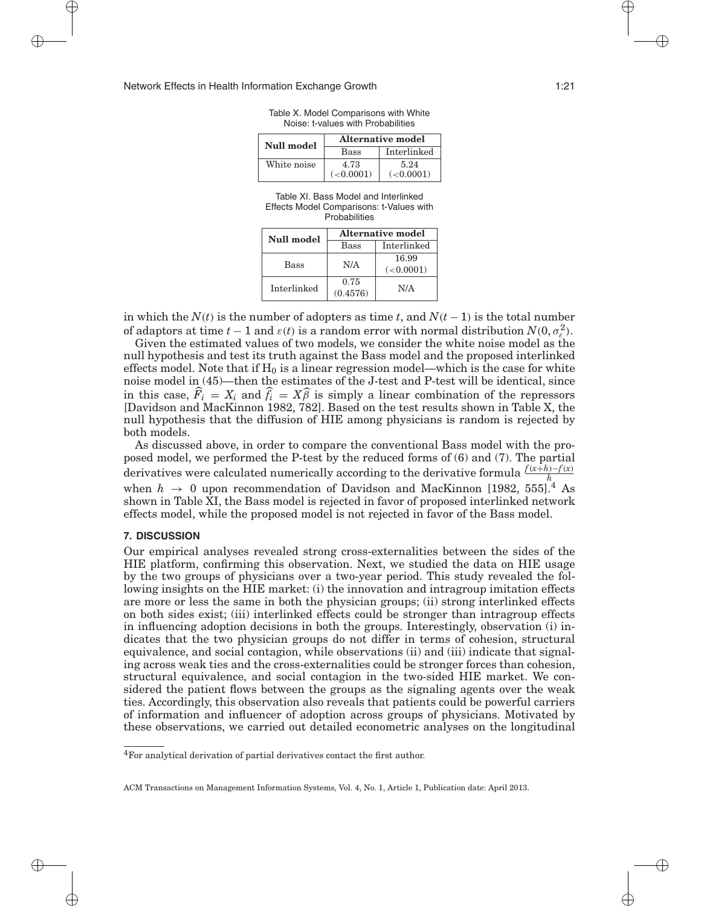Table X. Model Comparisons with White Noise: t-values with Probabilities

| Null model | Alternative model | |
|---|---|---|
| | Bass | Interlinked |
| White noise | 4.73 (<0.0001) | 5.24 (<0.0001) |

Table XI. Bass Model and Interlinked Effects Model Comparisons: t-Values with Probabilities

| Null model | Alternative model | |
|---|---|---|
| | Bass | Interlinked |
| Bass | N/A | 16.99 (<0.0001) |
| Interlinked | 0.75 (0.4576) | N/A |

in which the $N(t)$ is the number of adopters as time $t$, and $N(t-1)$ is the total number of adaptors at time $t-1$ and $\varepsilon(t)$ is a random error with normal distribution $N(0, \sigma_{\varepsilon}^{2})$.

Given the estimated values of two models, we consider the white noise model as the null hypothesis and test its truth against the Bass model and the proposed interlinked effects model. Note that if $H_0$ is a linear regression model—which is the case for white noise model in (45)—then the estimates of the J-test and P-test will be identical, since in this case, $\widehat{F}_i = X_i$ and $\widehat{f}_i = X\widehat{\beta}$ is simply a linear combination of the repressors [Davidson and MacKinnon 1982, 782]. Based on the test results shown in Table X, the null hypothesis that the diffusion of HIE among physicians is random is rejected by both models.

As discussed above, in order to compare the conventional Bass model with the proposed model, we performed the P-test by the reduced forms of (6) and (7). The partial derivatives were calculated numerically according to the derivative formula $\frac{f(x+h)-f(x)}{h}$ when $h \rightarrow 0$ upon recommendation of Davidson and MacKinnon [1982, 555].[4] As shown in Table XI, the Bass model is rejected in favor of proposed interlinked network effects model, while the proposed model is not rejected in favor of the Bass model.

## 7. DISCUSSION

Our empirical analyses revealed strong cross-externalities between the sides of the HIE platform, confirming this observation. Next, we studied the data on HIE usage by the two groups of physicians over a two-year period. This study revealed the following insights on the HIE market: (i) the innovation and intragroup imitation effects are more or less the same in both the physician groups; (ii) strong interlinked effects on both sides exist; (iii) interlinked effects could be stronger than intragroup effects in influencing adoption decisions in both the groups. Interestingly, observation (i) indicates that the two physician groups do not differ in terms of cohesion, structural equivalence, and social contagion, while observations (ii) and (iii) indicate that signaling across weak ties and the cross-externalities could be stronger forces than cohesion, structural equivalence, and social contagion in the two-sided HIE market. We considered the patient flows between the groups as the signaling agents over the weak ties. Accordingly, this observation also reveals that patients could be powerful carriers of information and influencer of adoption across groups of physicians. Motivated by these observations, we carried out detailed econometric analyses on the longitudinal

[4] For analytical derivation of partial derivatives contact the first author.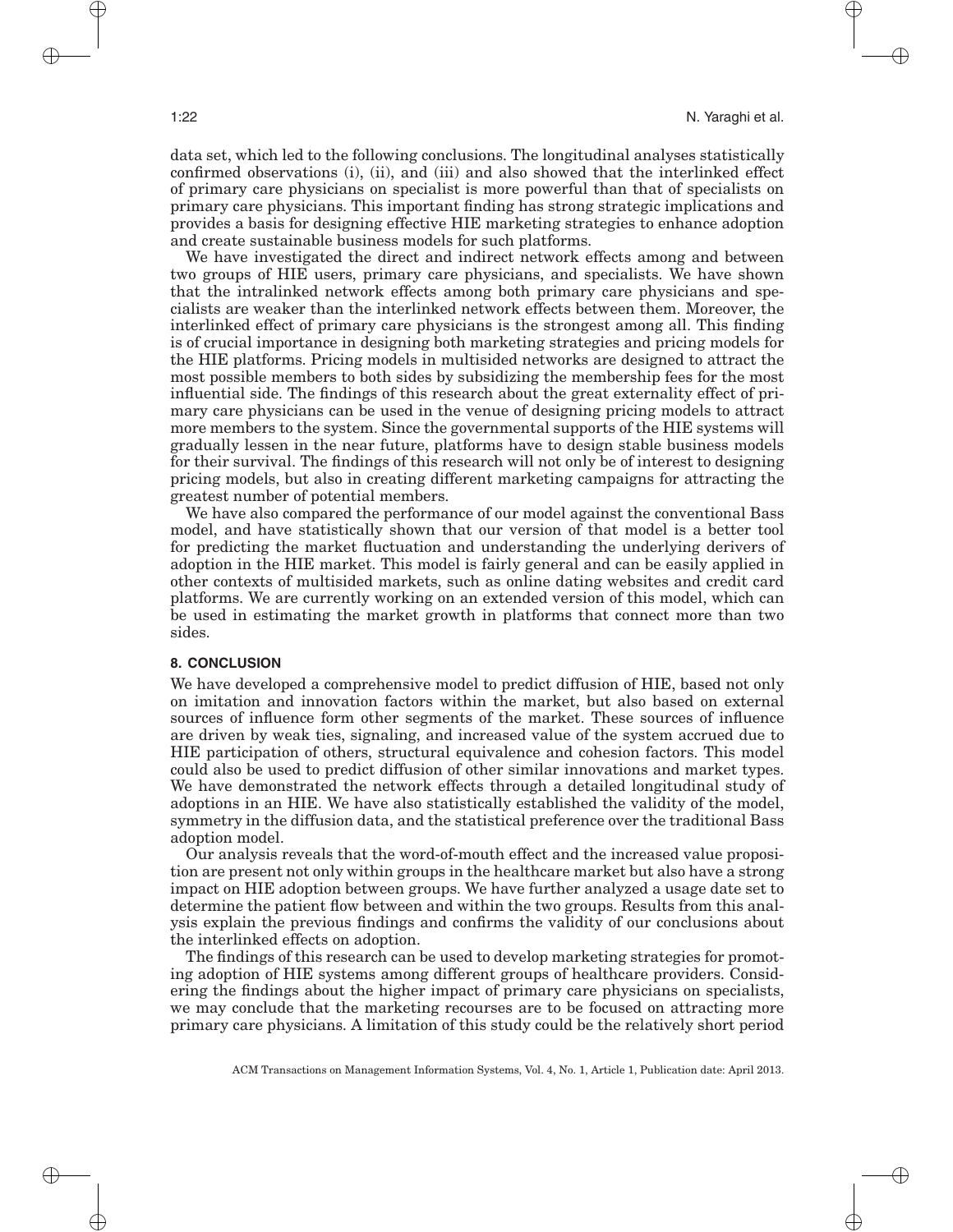data set, which led to the following conclusions. The longitudinal analyses statistically confirmed observations (i), (ii), and (iii) and also showed that the interlinked effect of primary care physicians on specialist is more powerful than that of specialists on primary care physicians. This important finding has strong strategic implications and provides a basis for designing effective HIE marketing strategies to enhance adoption and create sustainable business models for such platforms.

We have investigated the direct and indirect network effects among and between two groups of HIE users, primary care physicians, and specialists. We have shown that the intralinked network effects among both primary care physicians and specialists are weaker than the interlinked network effects between them. Moreover, the interlinked effect of primary care physicians is the strongest among all. This finding is of crucial importance in designing both marketing strategies and pricing models for the HIE platforms. Pricing models in multisided networks are designed to attract the most possible members to both sides by subsidizing the membership fees for the most influential side. The findings of this research about the great externality effect of primary care physicians can be used in the venue of designing pricing models to attract more members to the system. Since the governmental supports of the HIE systems will gradually lessen in the near future, platforms have to design stable business models for their survival. The findings of this research will not only be of interest to designing pricing models, but also in creating different marketing campaigns for attracting the greatest number of potential members.

We have also compared the performance of our model against the conventional Bass model, and have statistically shown that our version of that model is a better tool for predicting the market fluctuation and understanding the underlying derivers of adoption in the HIE market. This model is fairly general and can be easily applied in other contexts of multisided markets, such as online dating websites and credit card platforms. We are currently working on an extended version of this model, which can be used in estimating the market growth in platforms that connect more than two sides.

## 8. CONCLUSION

We have developed a comprehensive model to predict diffusion of HIE, based not only on imitation and innovation factors within the market, but also based on external sources of influence form other segments of the market. These sources of influence are driven by weak ties, signaling, and increased value of the system accrued due to HIE participation of others, structural equivalence and cohesion factors. This model could also be used to predict diffusion of other similar innovations and market types. We have demonstrated the network effects through a detailed longitudinal study of adoptions in an HIE. We have also statistically established the validity of the model, symmetry in the diffusion data, and the statistical preference over the traditional Bass adoption model.

Our analysis reveals that the word-of-mouth effect and the increased value proposition are present not only within groups in the healthcare market but also have a strong impact on HIE adoption between groups. We have further analyzed a usage date set to determine the patient flow between and within the two groups. Results from this analysis explain the previous findings and confirms the validity of our conclusions about the interlinked effects on adoption.

The findings of this research can be used to develop marketing strategies for promoting adoption of HIE systems among different groups of healthcare providers. Considering the findings about the higher impact of primary care physicians on specialists, we may conclude that the marketing recourses are to be focused on attracting more primary care physicians. A limitation of this study could be the relatively short period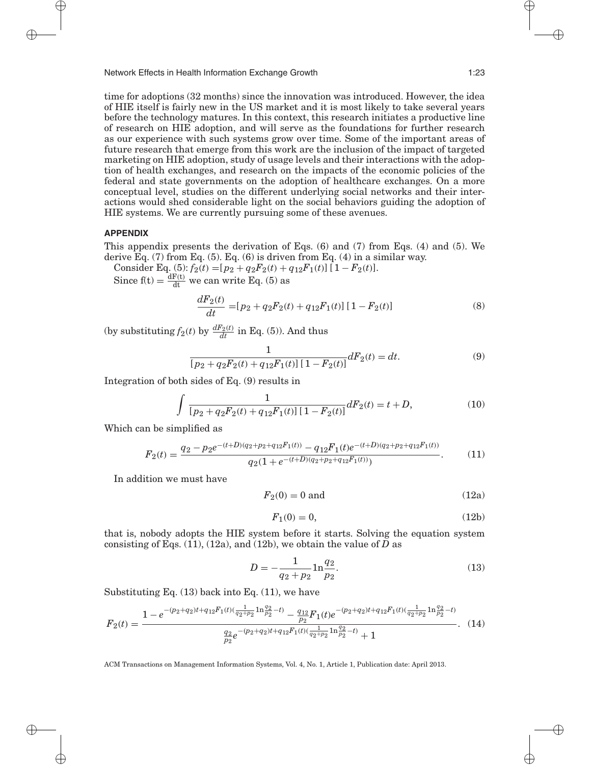time for adoptions (32 months) since the innovation was introduced. However, the idea of HIE itself is fairly new in the US market and it is most likely to take several years before the technology matures. In this context, this research initiates a productive line of research on HIE adoption, and will serve as the foundations for further research as our experience with such systems grow over time. Some of the important areas of future research that emerge from this work are the inclusion of the impact of targeted marketing on HIE adoption, study of usage levels and their interactions with the adoption of health exchanges, and research on the impacts of the economic policies of the federal and state governments on the adoption of healthcare exchanges. On a more conceptual level, studies on the different underlying social networks and their interactions would shed considerable light on the social behaviors guiding the adoption of HIE systems. We are currently pursuing some of these avenues.

## APPENDIX

This appendix presents the derivation of Eqs. (6) and (7) from Eqs. (4) and (5). We derive Eq. (7) from Eq. (5). Eq. (6) is driven from Eq. (4) in a similar way.

Consider Eq. (5): $f_2(t) = [p_2 + q_2F_2(t) + q_{12}F_1(t)]\,[1 - F_2(t)]$.

Since $f(t) = \frac{dF(t)}{dt}$ we can write Eq. (5) as

$$\frac{dF_2(t)}{dt} = [p_2 + q_2F_2(t) + q_{12}F_1(t)]\,[1 - F_2(t)] \tag{8}$$

(by substituting $f_2(t)$ by $\frac{dF_2(t)}{dt}$ in Eq. (5)). And thus

$$\frac{1}{[p_2 + q_2F_2(t) + q_{12}F_1(t)]\,[1 - F_2(t)]}dF_2(t) = dt. \tag{9}$$

Integration of both sides of Eq. (9) results in

$$\int \frac{1}{[p_2 + q_2F_2(t) + q_{12}F_1(t)]\,[1 - F_2(t)]}dF_2(t) = t + D, \tag{10}$$

Which can be simplified as

$$F_2(t) = \frac{q_2 - p_2e^{-(t+D)(q_2+p_2+q_{12}F_1(t))} - q_{12}F_1(t)e^{-(t+D)(q_2+p_2+q_{12}F_1(t))}}{q_2(1 + e^{-(t+D)(q_2+p_2+q_{12}F_1(t))})}. \tag{11}$$

In addition we must have

$$F_2(0) = 0 \text{ and} \tag{12a}$$

$$F_1(0) = 0, \tag{12b}$$

that is, nobody adopts the HIE system before it starts. Solving the equation system consisting of Eqs. (11), (12a), and (12b), we obtain the value of $D$ as

$$D = -\frac{1}{q_2 + p_2}\ln\frac{q_2}{p_2}. \tag{13}$$

Substituting Eq. (13) back into Eq. (11), we have

$$F_2(t) = \frac{1 - e^{-(p_2+q_2)t + q_{12}F_1(t)(\frac{1}{q_2+p_2}\ln\frac{q_2}{p_2} - t)} - \frac{q_{12}}{p_2}F_1(t)e^{-(p_2+q_2)t + q_{12}F_1(t)(\frac{1}{q_2+p_2}\ln\frac{q_2}{p_2} - t)}}{\frac{q_2}{p_2}e^{-(p_2+q_2)t + q_{12}F_1(t)(\frac{1}{q_2+p_2}\ln\frac{q_2}{p_2} - t)} + 1}. \tag{14}$$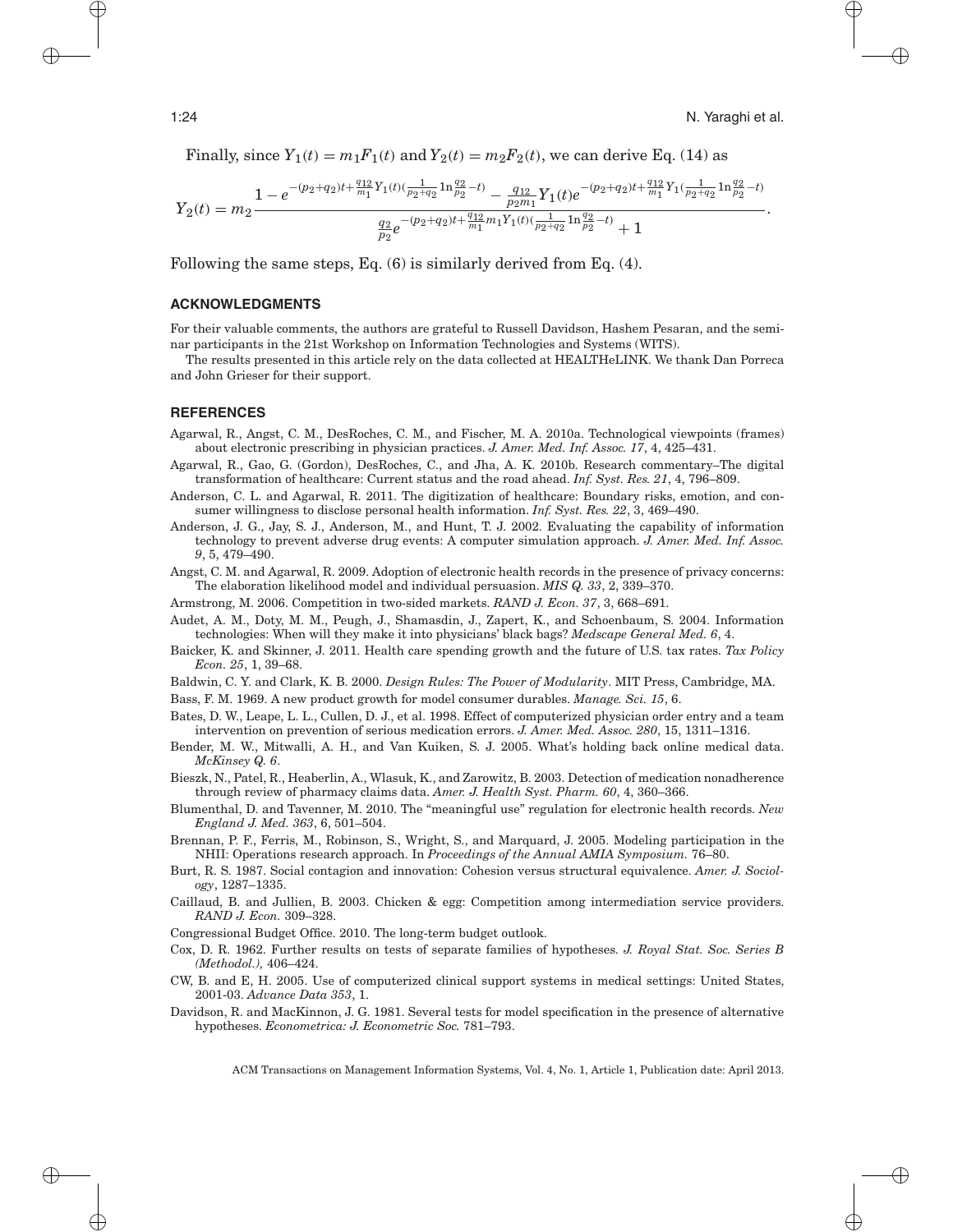Finally, since $Y_1(t) = m_1F_1(t)$ and $Y_2(t) = m_2F_2(t)$, we can derive Eq. (14) as

$$Y_2(t) = m_2 \frac{1 - e^{-(p_2+q_2)t + \frac{q_{12}}{m_1}Y_1(t)(\frac{1}{p_2+q_2}\ln\frac{q_2}{p_2} - t)} - \frac{q_{12}}{p_2 m_1}Y_1(t)e^{-(p_2+q_2)t + \frac{q_{12}}{m_1}Y_1(\frac{1}{p_2+q_2}\ln\frac{q_2}{p_2} - t)}}{\frac{q_2}{p_2}e^{-(p_2+q_2)t + \frac{q_{12}}{m_1}m_1 Y_1(t)(\frac{1}{p_2+q_2}\ln\frac{q_2}{p_2} - t)} + 1}.$$

Following the same steps, Eq. (6) is similarly derived from Eq. (4).

## ACKNOWLEDGMENTS

For their valuable comments, the authors are grateful to Russell Davidson, Hashem Pesaran, and the seminar participants in the 21st Workshop on Information Technologies and Systems (WITS).

The results presented in this article rely on the data collected at HEALTHeLINK. We thank Dan Porreca and John Grieser for their support.

## REFERENCES

Agarwal, R., Angst, C. M., DesRoches, C. M., and Fischer, M. A. 2010a. Technological viewpoints (frames) about electronic prescribing in physician practices. *J. Amer. Med. Inf. Assoc. 17*, 4, 425–431.

Agarwal, R., Gao, G. (Gordon), DesRoches, C., and Jha, A. K. 2010b. Research commentary–The digital transformation of healthcare: Current status and the road ahead. *Inf. Syst. Res. 21*, 4, 796–809.

Anderson, C. L. and Agarwal, R. 2011. The digitization of healthcare: Boundary risks, emotion, and consumer willingness to disclose personal health information. *Inf. Syst. Res. 22*, 3, 469–490.

Anderson, J. G., Jay, S. J., Anderson, M., and Hunt, T. J. 2002. Evaluating the capability of information technology to prevent adverse drug events: A computer simulation approach. *J. Amer. Med. Inf. Assoc. 9*, 5, 479–490.

Angst, C. M. and Agarwal, R. 2009. Adoption of electronic health records in the presence of privacy concerns: The elaboration likelihood model and individual persuasion. *MIS Q. 33*, 2, 339–370.

Armstrong, M. 2006. Competition in two-sided markets. *RAND J. Econ. 37*, 3, 668–691.

Audet, A. M., Doty, M. M., Peugh, J., Shamasdin, J., Zapert, K., and Schoenbaum, S. 2004. Information technologies: When will they make it into physicians' black bags? *Medscape General Med. 6*, 4.

Baicker, K. and Skinner, J. 2011. Health care spending growth and the future of U.S. tax rates. *Tax Policy Econ. 25*, 1, 39–68.

Baldwin, C. Y. and Clark, K. B. 2000. *Design Rules: The Power of Modularity*. MIT Press, Cambridge, MA.

Bass, F. M. 1969. A new product growth for model consumer durables. *Manage. Sci. 15*, 6.

Bates, D. W., Leape, L. L., Cullen, D. J., et al. 1998. Effect of computerized physician order entry and a team intervention on prevention of serious medication errors. *J. Amer. Med. Assoc. 280*, 15, 1311–1316.

Bender, M. W., Mitwalli, A. H., and Van Kuiken, S. J. 2005. What's holding back online medical data. *McKinsey Q. 6*.

Bieszk, N., Patel, R., Heaberlin, A., Wlasuk, K., and Zarowitz, B. 2003. Detection of medication nonadherence through review of pharmacy claims data. *Amer. J. Health Syst. Pharm. 60*, 4, 360–366.

Blumenthal, D. and Tavenner, M. 2010. The "meaningful use" regulation for electronic health records. *New England J. Med. 363*, 6, 501–504.

Brennan, P. F., Ferris, M., Robinson, S., Wright, S., and Marquard, J. 2005. Modeling participation in the NHII: Operations research approach. In *Proceedings of the Annual AMIA Symposium*. 76–80.

Burt, R. S. 1987. Social contagion and innovation: Cohesion versus structural equivalence. *Amer. J. Sociology*, 1287–1335.

Caillaud, B. and Jullien, B. 2003. Chicken & egg: Competition among intermediation service providers. *RAND J. Econ.* 309–328.

Congressional Budget Office. 2010. The long-term budget outlook.

Cox, D. R. 1962. Further results on tests of separate families of hypotheses. *J. Royal Stat. Soc. Series B (Methodol.),* 406–424.

CW, B. and E, H. 2005. Use of computerized clinical support systems in medical settings: United States, 2001-03. *Advance Data 353*, 1.

Davidson, R. and MacKinnon, J. G. 1981. Several tests for model specification in the presence of alternative hypotheses. *Econometrica: J. Econometric Soc.* 781–793.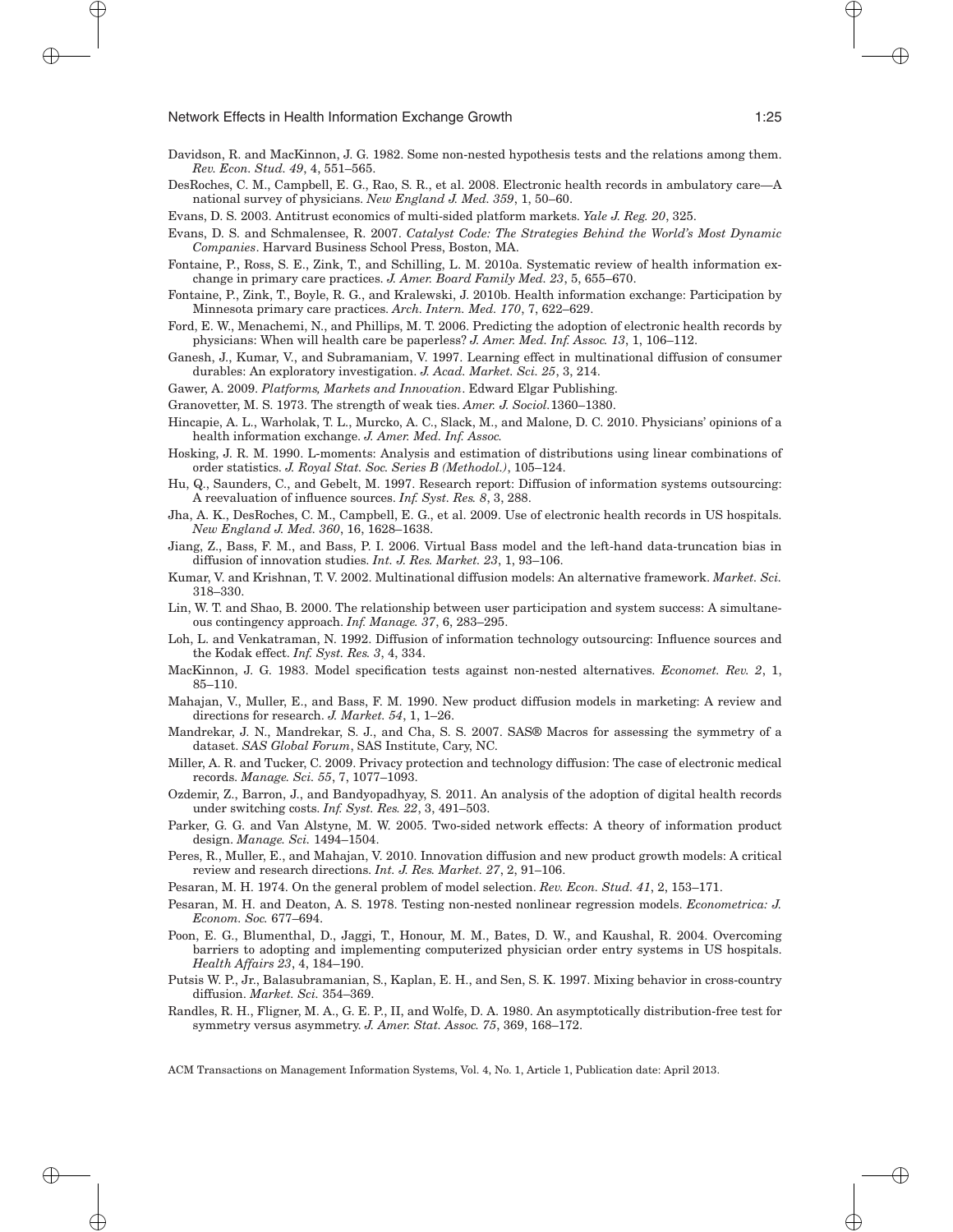Davidson, R. and MacKinnon, J. G. 1982. Some non-nested hypothesis tests and the relations among them. *Rev. Econ. Stud. 49*, 4, 551–565.

DesRoches, C. M., Campbell, E. G., Rao, S. R., et al. 2008. Electronic health records in ambulatory care—A national survey of physicians. *New England J. Med. 359*, 1, 50–60.

Evans, D. S. 2003. Antitrust economics of multi-sided platform markets. *Yale J. Reg. 20*, 325.

Evans, D. S. and Schmalensee, R. 2007. *Catalyst Code: The Strategies Behind the World's Most Dynamic Companies*. Harvard Business School Press, Boston, MA.

Fontaine, P., Ross, S. E., Zink, T., and Schilling, L. M. 2010a. Systematic review of health information exchange in primary care practices. *J. Amer. Board Family Med. 23*, 5, 655–670.

Fontaine, P., Zink, T., Boyle, R. G., and Kralewski, J. 2010b. Health information exchange: Participation by Minnesota primary care practices. *Arch. Intern. Med. 170*, 7, 622–629.

Ford, E. W., Menachemi, N., and Phillips, M. T. 2006. Predicting the adoption of electronic health records by physicians: When will health care be paperless? *J. Amer. Med. Inf. Assoc. 13*, 1, 106–112.

Ganesh, J., Kumar, V., and Subramaniam, V. 1997. Learning effect in multinational diffusion of consumer durables: An exploratory investigation. *J. Acad. Market. Sci. 25*, 3, 214.

Gawer, A. 2009. *Platforms, Markets and Innovation*. Edward Elgar Publishing.

Granovetter, M. S. 1973. The strength of weak ties. *Amer. J. Sociol.*1360–1380.

Hincapie, A. L., Warholak, T. L., Murcko, A. C., Slack, M., and Malone, D. C. 2010. Physicians' opinions of a health information exchange. *J. Amer. Med. Inf. Assoc.*

Hosking, J. R. M. 1990. L-moments: Analysis and estimation of distributions using linear combinations of order statistics. *J. Royal Stat. Soc. Series B (Methodol.)*, 105–124.

Hu, Q., Saunders, C., and Gebelt, M. 1997. Research report: Diffusion of information systems outsourcing: A reevaluation of influence sources. *Inf. Syst. Res. 8*, 3, 288.

Jha, A. K., DesRoches, C. M., Campbell, E. G., et al. 2009. Use of electronic health records in US hospitals. *New England J. Med. 360*, 16, 1628–1638.

Jiang, Z., Bass, F. M., and Bass, P. I. 2006. Virtual Bass model and the left-hand data-truncation bias in diffusion of innovation studies. *Int. J. Res. Market. 23*, 1, 93–106.

Kumar, V. and Krishnan, T. V. 2002. Multinational diffusion models: An alternative framework. *Market. Sci.* 318–330.

Lin, W. T. and Shao, B. 2000. The relationship between user participation and system success: A simultaneous contingency approach. *Inf. Manage. 37*, 6, 283–295.

Loh, L. and Venkatraman, N. 1992. Diffusion of information technology outsourcing: Influence sources and the Kodak effect. *Inf. Syst. Res. 3*, 4, 334.

MacKinnon, J. G. 1983. Model specification tests against non-nested alternatives. *Economet. Rev. 2*, 1, 85–110.

Mahajan, V., Muller, E., and Bass, F. M. 1990. New product diffusion models in marketing: A review and directions for research. *J. Market. 54*, 1, 1–26.

Mandrekar, J. N., Mandrekar, S. J., and Cha, S. S. 2007. SAS® Macros for assessing the symmetry of a dataset. *SAS Global Forum*, SAS Institute, Cary, NC.

Miller, A. R. and Tucker, C. 2009. Privacy protection and technology diffusion: The case of electronic medical records. *Manage. Sci. 55*, 7, 1077–1093.

Ozdemir, Z., Barron, J., and Bandyopadhyay, S. 2011. An analysis of the adoption of digital health records under switching costs. *Inf. Syst. Res. 22*, 3, 491–503.

Parker, G. G. and Van Alstyne, M. W. 2005. Two-sided network effects: A theory of information product design. *Manage. Sci.* 1494–1504.

Peres, R., Muller, E., and Mahajan, V. 2010. Innovation diffusion and new product growth models: A critical review and research directions. *Int. J. Res. Market. 27*, 2, 91–106.

Pesaran, M. H. 1974. On the general problem of model selection. *Rev. Econ. Stud. 41*, 2, 153–171.

Pesaran, M. H. and Deaton, A. S. 1978. Testing non-nested nonlinear regression models. *Econometrica: J. Econom. Soc.* 677–694.

Poon, E. G., Blumenthal, D., Jaggi, T., Honour, M. M., Bates, D. W., and Kaushal, R. 2004. Overcoming barriers to adopting and implementing computerized physician order entry systems in US hospitals. *Health Affairs 23*, 4, 184–190.

Putsis W. P., Jr., Balasubramanian, S., Kaplan, E. H., and Sen, S. K. 1997. Mixing behavior in cross-country diffusion. *Market. Sci.* 354–369.

Randles, R. H., Fligner, M. A., G. E. P., II, and Wolfe, D. A. 1980. An asymptotically distribution-free test for symmetry versus asymmetry. *J. Amer. Stat. Assoc. 75*, 369, 168–172.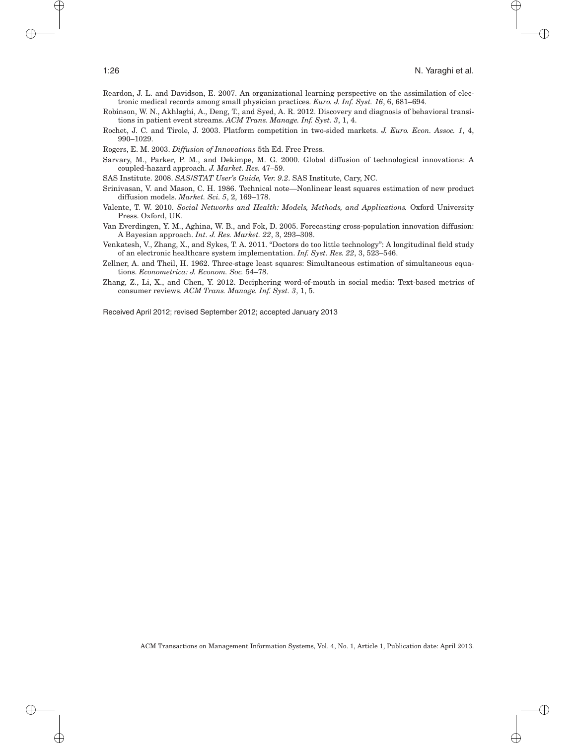Reardon, J. L. and Davidson, E. 2007. An organizational learning perspective on the assimilation of electronic medical records among small physician practices. *Euro. J. Inf. Syst. 16*, 6, 681–694.

Robinson, W. N., Akhlaghi, A., Deng, T., and Syed, A. R. 2012. Discovery and diagnosis of behavioral transitions in patient event streams. *ACM Trans. Manage. Inf. Syst. 3*, 1, 4.

Rochet, J. C. and Tirole, J. 2003. Platform competition in two-sided markets. *J. Euro. Econ. Assoc. 1*, 4, 990–1029.

Rogers, E. M. 2003. *Diffusion of Innovations* 5th Ed. Free Press.

Sarvary, M., Parker, P. M., and Dekimpe, M. G. 2000. Global diffusion of technological innovations: A coupled-hazard approach. *J. Market. Res.* 47–59.

SAS Institute. 2008. *SAS/STAT User's Guide, Ver. 9.2*. SAS Institute, Cary, NC.

Srinivasan, V. and Mason, C. H. 1986. Technical note—Nonlinear least squares estimation of new product diffusion models. *Market. Sci. 5*, 2, 169–178.

Valente, T. W. 2010. *Social Networks and Health: Models, Methods, and Applications.* Oxford University Press. Oxford, UK.

Van Everdingen, Y. M., Aghina, W. B., and Fok, D. 2005. Forecasting cross-population innovation diffusion: A Bayesian approach. *Int. J. Res. Market. 22*, 3, 293–308.

Venkatesh, V., Zhang, X., and Sykes, T. A. 2011. "Doctors do too little technology": A longitudinal field study of an electronic healthcare system implementation. *Inf. Syst. Res. 22*, 3, 523–546.

Zellner, A. and Theil, H. 1962. Three-stage least squares: Simultaneous estimation of simultaneous equations. *Econometrica: J. Econom. Soc.* 54–78.

Zhang, Z., Li, X., and Chen, Y. 2012. Deciphering word-of-mouth in social media: Text-based metrics of consumer reviews. *ACM Trans. Manage. Inf. Syst. 3*, 1, 5.

Received April 2012; revised September 2012; accepted January 2013